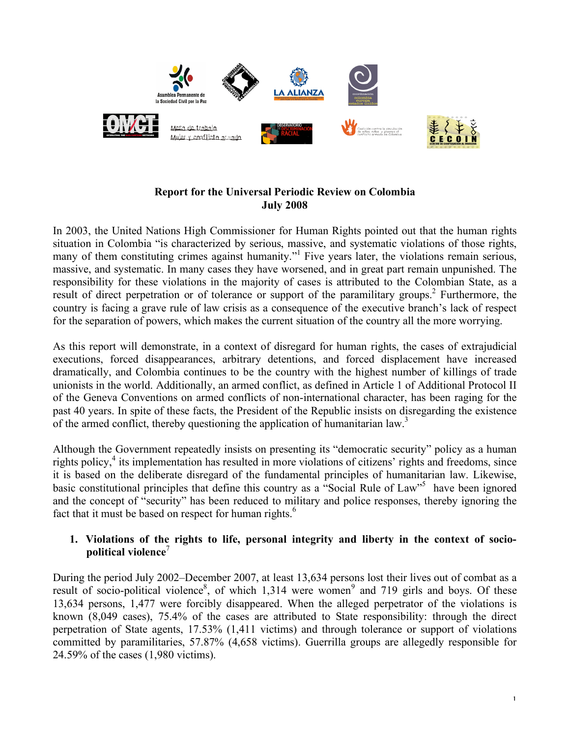# Report for the Universal Periodic Review on Colombia
## July 2008

In 2003, the United Nations High Commissioner for Human Rights pointed out that the human rights situation in Colombia "is characterized by serious, massive, and systematic violations of those rights, many of them constituting crimes against humanity."[1] Five years later, the violations remain serious, massive, and systematic. In many cases they have worsened, and in great part remain unpunished. The responsibility for these violations in the majority of cases is attributed to the Colombian State, as a result of direct perpetration or of tolerance or support of the paramilitary groups.[2] Furthermore, the country is facing a grave rule of law crisis as a consequence of the executive branch's lack of respect for the separation of powers, which makes the current situation of the country all the more worrying.

As this report will demonstrate, in a context of disregard for human rights, the cases of extrajudicial executions, forced disappearances, arbitrary detentions, and forced displacement have increased dramatically, and Colombia continues to be the country with the highest number of killings of trade unionists in the world. Additionally, an armed conflict, as defined in Article 1 of Additional Protocol II of the Geneva Conventions on armed conflicts of non-international character, has been raging for the past 40 years. In spite of these facts, the President of the Republic insists on disregarding the existence of the armed conflict, thereby questioning the application of humanitarian law.[3]

Although the Government repeatedly insists on presenting its "democratic security" policy as a human rights policy,[4] its implementation has resulted in more violations of citizens' rights and freedoms, since it is based on the deliberate disregard of the fundamental principles of humanitarian law. Likewise, basic constitutional principles that define this country as a "Social Rule of Law"[5] have been ignored and the concept of "security" has been reduced to military and police responses, thereby ignoring the fact that it must be based on respect for human rights.[6]

### 1. Violations of the rights to life, personal integrity and liberty in the context of socio-political violence[7]

During the period July 2002–December 2007, at least 13,634 persons lost their lives out of combat as a result of socio-political violence[8], of which 1,314 were women[9] and 719 girls and boys. Of these 13,634 persons, 1,477 were forcibly disappeared. When the alleged perpetrator of the violations is known (8,049 cases), 75.4% of the cases are attributed to State responsibility: through the direct perpetration of State agents, 17.53% (1,411 victims) and through tolerance or support of violations committed by paramilitaries, 57.87% (4,658 victims). Guerrilla groups are allegedly responsible for 24.59% of the cases (1,980 victims).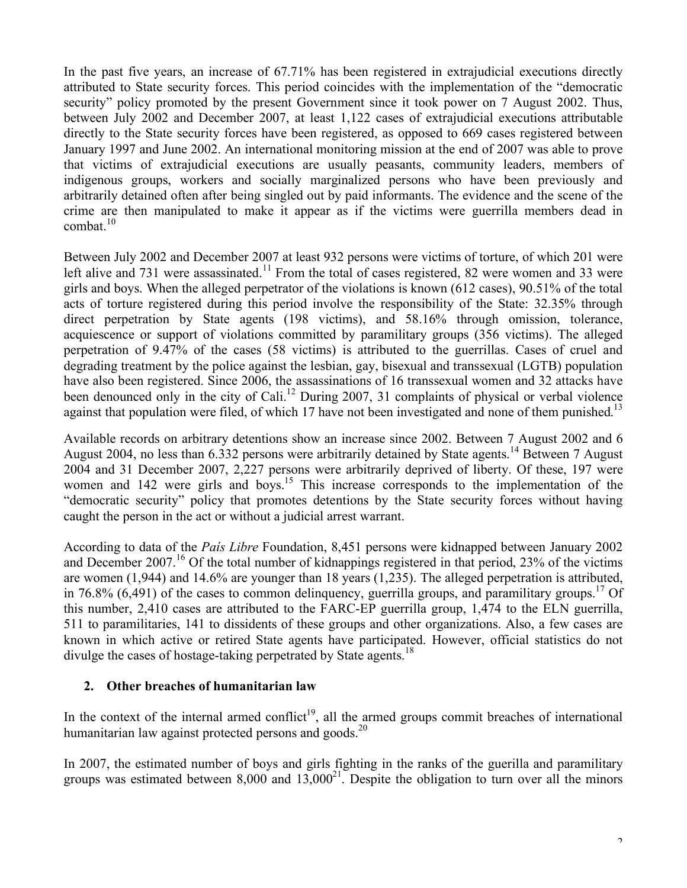In the past five years, an increase of 67.71% has been registered in extrajudicial executions directly attributed to State security forces. This period coincides with the implementation of the "democratic security" policy promoted by the present Government since it took power on 7 August 2002. Thus, between July 2002 and December 2007, at least 1,122 cases of extrajudicial executions attributable directly to the State security forces have been registered, as opposed to 669 cases registered between January 1997 and June 2002. An international monitoring mission at the end of 2007 was able to prove that victims of extrajudicial executions are usually peasants, community leaders, members of indigenous groups, workers and socially marginalized persons who have been previously and arbitrarily detained often after being singled out by paid informants. The evidence and the scene of the crime are then manipulated to make it appear as if the victims were guerrilla members dead in combat.[10]

Between July 2002 and December 2007 at least 932 persons were victims of torture, of which 201 were left alive and 731 were assassinated.[11] From the total of cases registered, 82 were women and 33 were girls and boys. When the alleged perpetrator of the violations is known (612 cases), 90.51% of the total acts of torture registered during this period involve the responsibility of the State: 32.35% through direct perpetration by State agents (198 victims), and 58.16% through omission, tolerance, acquiescence or support of violations committed by paramilitary groups (356 victims). The alleged perpetration of 9.47% of the cases (58 victims) is attributed to the guerrillas. Cases of cruel and degrading treatment by the police against the lesbian, gay, bisexual and transsexual (LGTB) population have also been registered. Since 2006, the assassinations of 16 transsexual women and 32 attacks have been denounced only in the city of Cali.[12] During 2007, 31 complaints of physical or verbal violence against that population were filed, of which 17 have not been investigated and none of them punished.[13]

Available records on arbitrary detentions show an increase since 2002. Between 7 August 2002 and 6 August 2004, no less than 6.332 persons were arbitrarily detained by State agents.[14] Between 7 August 2004 and 31 December 2007, 2,227 persons were arbitrarily deprived of liberty. Of these, 197 were women and 142 were girls and boys.[15] This increase corresponds to the implementation of the "democratic security" policy that promotes detentions by the State security forces without having caught the person in the act or without a judicial arrest warrant.

According to data of the *País Libre* Foundation, 8,451 persons were kidnapped between January 2002 and December 2007.[16] Of the total number of kidnappings registered in that period, 23% of the victims are women (1,944) and 14.6% are younger than 18 years (1,235). The alleged perpetration is attributed, in 76.8% (6,491) of the cases to common delinquency, guerrilla groups, and paramilitary groups.[17] Of this number, 2,410 cases are attributed to the FARC-EP guerrilla group, 1,474 to the ELN guerrilla, 511 to paramilitaries, 141 to dissidents of these groups and other organizations. Also, a few cases are known in which active or retired State agents have participated. However, official statistics do not divulge the cases of hostage-taking perpetrated by State agents.[18]

## 2. Other breaches of humanitarian law

In the context of the internal armed conflict[19], all the armed groups commit breaches of international humanitarian law against protected persons and goods.[20]

In 2007, the estimated number of boys and girls fighting in the ranks of the guerilla and paramilitary groups was estimated between 8,000 and 13,000[21]. Despite the obligation to turn over all the minors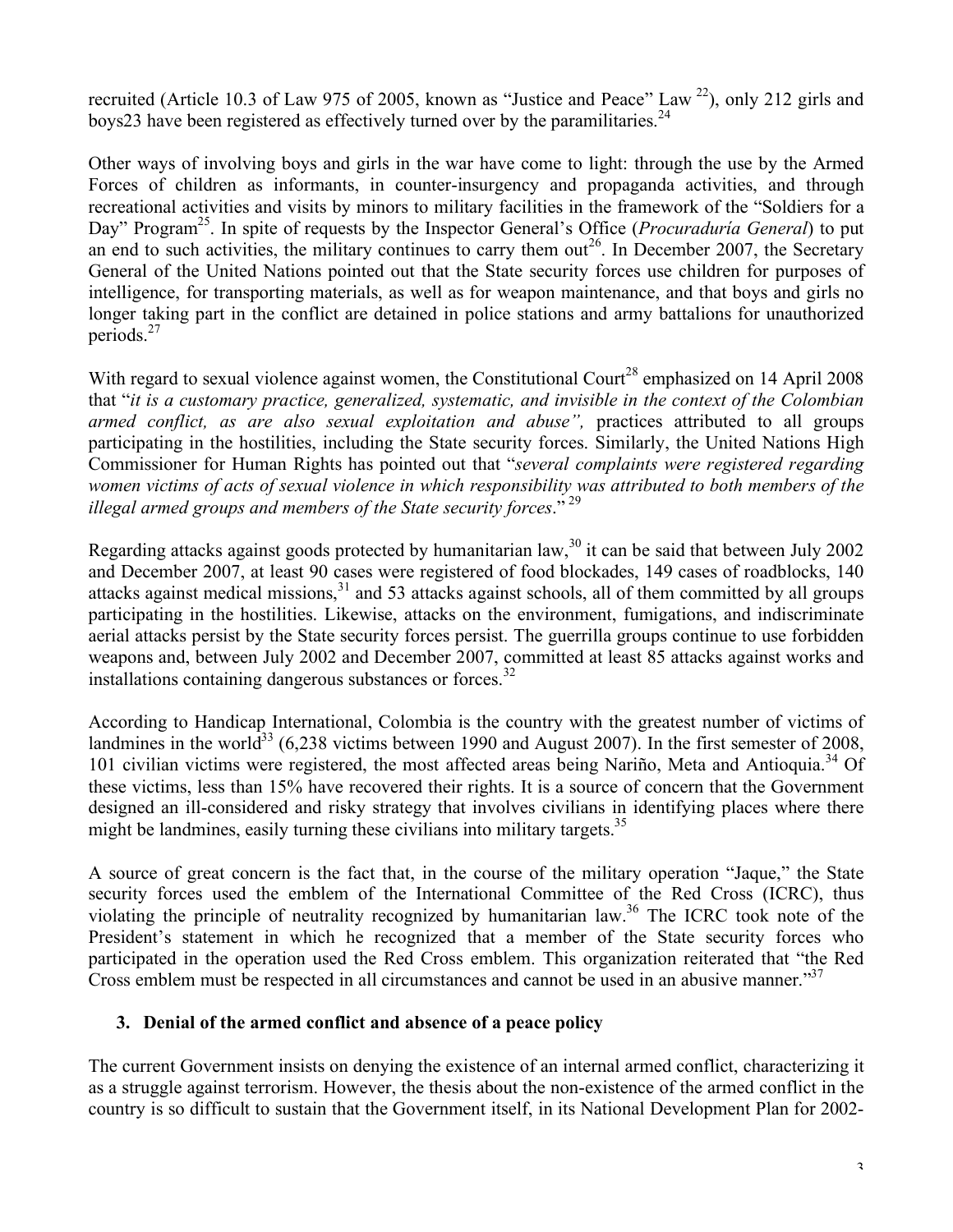recruited (Article 10.3 of Law 975 of 2005, known as "Justice and Peace" Law [22]), only 212 girls and boys23 have been registered as effectively turned over by the paramilitaries.[24]

Other ways of involving boys and girls in the war have come to light: through the use by the Armed Forces of children as informants, in counter-insurgency and propaganda activities, and through recreational activities and visits by minors to military facilities in the framework of the "Soldiers for a Day" Program[25]. In spite of requests by the Inspector General's Office (*Procuraduría General*) to put an end to such activities, the military continues to carry them out[26]. In December 2007, the Secretary General of the United Nations pointed out that the State security forces use children for purposes of intelligence, for transporting materials, as well as for weapon maintenance, and that boys and girls no longer taking part in the conflict are detained in police stations and army battalions for unauthorized periods.[27]

With regard to sexual violence against women, the Constitutional Court[28] emphasized on 14 April 2008 that "*it is a customary practice, generalized, systematic, and invisible in the context of the Colombian armed conflict, as are also sexual exploitation and abuse",* practices attributed to all groups participating in the hostilities, including the State security forces. Similarly, the United Nations High Commissioner for Human Rights has pointed out that "*several complaints were registered regarding women victims of acts of sexual violence in which responsibility was attributed to both members of the illegal armed groups and members of the State security forces*."[29]

Regarding attacks against goods protected by humanitarian law,[30] it can be said that between July 2002 and December 2007, at least 90 cases were registered of food blockades, 149 cases of roadblocks, 140 attacks against medical missions,[31] and 53 attacks against schools, all of them committed by all groups participating in the hostilities. Likewise, attacks on the environment, fumigations, and indiscriminate aerial attacks persist by the State security forces persist. The guerrilla groups continue to use forbidden weapons and, between July 2002 and December 2007, committed at least 85 attacks against works and installations containing dangerous substances or forces.[32]

According to Handicap International, Colombia is the country with the greatest number of victims of landmines in the world[33] (6,238 victims between 1990 and August 2007). In the first semester of 2008, 101 civilian victims were registered, the most affected areas being Nariño, Meta and Antioquia.[34] Of these victims, less than 15% have recovered their rights. It is a source of concern that the Government designed an ill-considered and risky strategy that involves civilians in identifying places where there might be landmines, easily turning these civilians into military targets.[35]

A source of great concern is the fact that, in the course of the military operation "Jaque," the State security forces used the emblem of the International Committee of the Red Cross (ICRC), thus violating the principle of neutrality recognized by humanitarian law.[36] The ICRC took note of the President's statement in which he recognized that a member of the State security forces who participated in the operation used the Red Cross emblem. This organization reiterated that "the Red Cross emblem must be respected in all circumstances and cannot be used in an abusive manner."[37]

## 3. Denial of the armed conflict and absence of a peace policy

The current Government insists on denying the existence of an internal armed conflict, characterizing it as a struggle against terrorism. However, the thesis about the non-existence of the armed conflict in the country is so difficult to sustain that the Government itself, in its National Development Plan for 2002-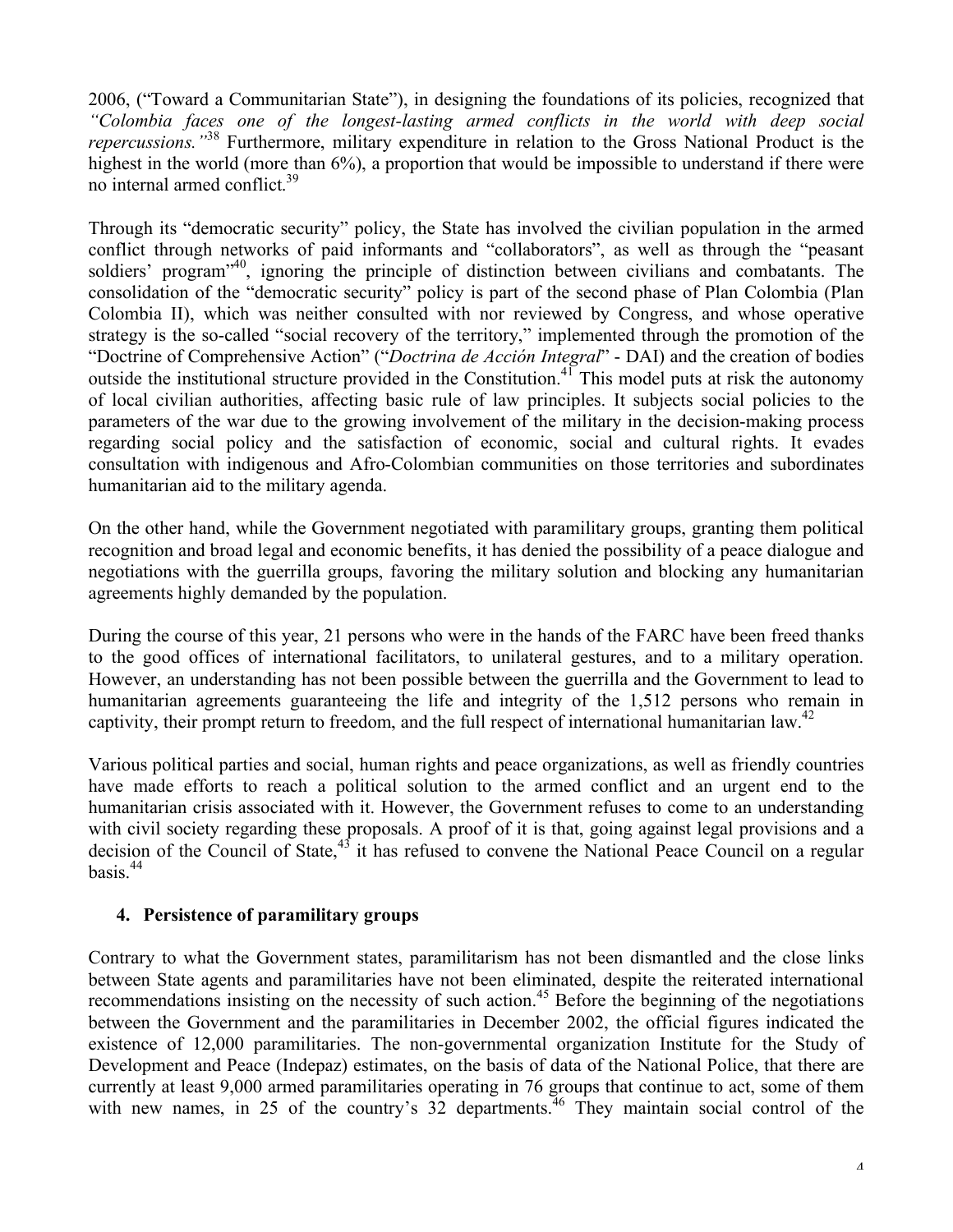2006, ("Toward a Communitarian State"), in designing the foundations of its policies, recognized that *"Colombia faces one of the longest-lasting armed conflicts in the world with deep social repercussions."*[38] Furthermore, military expenditure in relation to the Gross National Product is the highest in the world (more than 6%), a proportion that would be impossible to understand if there were no internal armed conflict.[39]

Through its "democratic security" policy, the State has involved the civilian population in the armed conflict through networks of paid informants and "collaborators", as well as through the "peasant soldiers' program"[40], ignoring the principle of distinction between civilians and combatants. The consolidation of the "democratic security" policy is part of the second phase of Plan Colombia (Plan Colombia II), which was neither consulted with nor reviewed by Congress, and whose operative strategy is the so-called "social recovery of the territory," implemented through the promotion of the "Doctrine of Comprehensive Action" ("*Doctrina de Acción Integral*" - DAI) and the creation of bodies outside the institutional structure provided in the Constitution.[41] This model puts at risk the autonomy of local civilian authorities, affecting basic rule of law principles. It subjects social policies to the parameters of the war due to the growing involvement of the military in the decision-making process regarding social policy and the satisfaction of economic, social and cultural rights. It evades consultation with indigenous and Afro-Colombian communities on those territories and subordinates humanitarian aid to the military agenda.

On the other hand, while the Government negotiated with paramilitary groups, granting them political recognition and broad legal and economic benefits, it has denied the possibility of a peace dialogue and negotiations with the guerrilla groups, favoring the military solution and blocking any humanitarian agreements highly demanded by the population.

During the course of this year, 21 persons who were in the hands of the FARC have been freed thanks to the good offices of international facilitators, to unilateral gestures, and to a military operation. However, an understanding has not been possible between the guerrilla and the Government to lead to humanitarian agreements guaranteeing the life and integrity of the 1,512 persons who remain in captivity, their prompt return to freedom, and the full respect of international humanitarian law.[42]

Various political parties and social, human rights and peace organizations, as well as friendly countries have made efforts to reach a political solution to the armed conflict and an urgent end to the humanitarian crisis associated with it. However, the Government refuses to come to an understanding with civil society regarding these proposals. A proof of it is that, going against legal provisions and a decision of the Council of State,[43] it has refused to convene the National Peace Council on a regular basis.[44]

### 4. Persistence of paramilitary groups

Contrary to what the Government states, paramilitarism has not been dismantled and the close links between State agents and paramilitaries have not been eliminated, despite the reiterated international recommendations insisting on the necessity of such action.[45] Before the beginning of the negotiations between the Government and the paramilitaries in December 2002, the official figures indicated the existence of 12,000 paramilitaries. The non-governmental organization Institute for the Study of Development and Peace (Indepaz) estimates, on the basis of data of the National Police, that there are currently at least 9,000 armed paramilitaries operating in 76 groups that continue to act, some of them with new names, in 25 of the country's 32 departments.[46] They maintain social control of the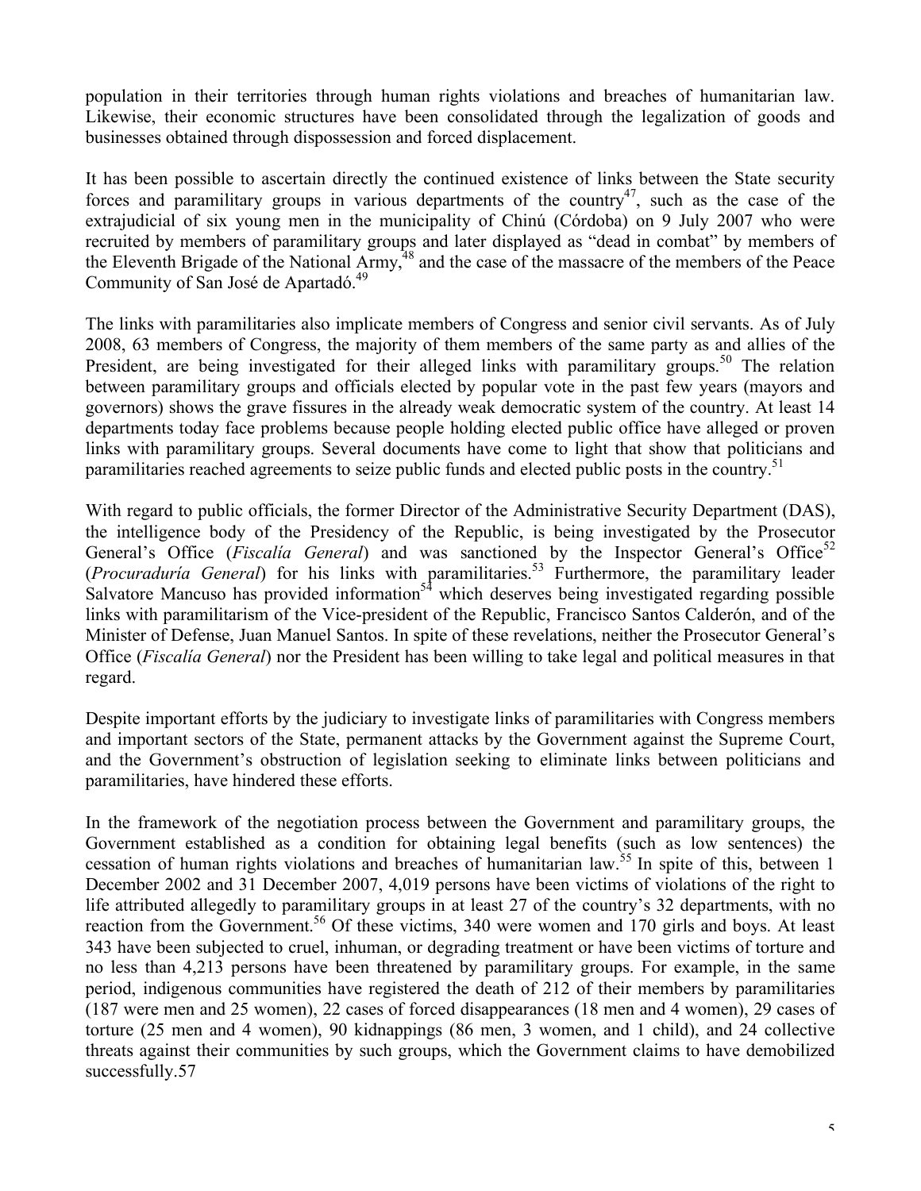population in their territories through human rights violations and breaches of humanitarian law. Likewise, their economic structures have been consolidated through the legalization of goods and businesses obtained through dispossession and forced displacement.

It has been possible to ascertain directly the continued existence of links between the State security forces and paramilitary groups in various departments of the country[47], such as the case of the extrajudicial of six young men in the municipality of Chinú (Córdoba) on 9 July 2007 who were recruited by members of paramilitary groups and later displayed as "dead in combat" by members of the Eleventh Brigade of the National Army,[48] and the case of the massacre of the members of the Peace Community of San José de Apartadó.[49]

The links with paramilitaries also implicate members of Congress and senior civil servants. As of July 2008, 63 members of Congress, the majority of them members of the same party as and allies of the President, are being investigated for their alleged links with paramilitary groups.[50] The relation between paramilitary groups and officials elected by popular vote in the past few years (mayors and governors) shows the grave fissures in the already weak democratic system of the country. At least 14 departments today face problems because people holding elected public office have alleged or proven links with paramilitary groups. Several documents have come to light that show that politicians and paramilitaries reached agreements to seize public funds and elected public posts in the country.[51]

With regard to public officials, the former Director of the Administrative Security Department (DAS), the intelligence body of the Presidency of the Republic, is being investigated by the Prosecutor General's Office (*Fiscalía General*) and was sanctioned by the Inspector General's Office[52] (*Procuraduría General*) for his links with paramilitaries.[53] Furthermore, the paramilitary leader Salvatore Mancuso has provided information[54] which deserves being investigated regarding possible links with paramilitarism of the Vice-president of the Republic, Francisco Santos Calderón, and of the Minister of Defense, Juan Manuel Santos. In spite of these revelations, neither the Prosecutor General's Office (*Fiscalía General*) nor the President has been willing to take legal and political measures in that regard.

Despite important efforts by the judiciary to investigate links of paramilitaries with Congress members and important sectors of the State, permanent attacks by the Government against the Supreme Court, and the Government's obstruction of legislation seeking to eliminate links between politicians and paramilitaries, have hindered these efforts.

In the framework of the negotiation process between the Government and paramilitary groups, the Government established as a condition for obtaining legal benefits (such as low sentences) the cessation of human rights violations and breaches of humanitarian law.[55] In spite of this, between 1 December 2002 and 31 December 2007, 4,019 persons have been victims of violations of the right to life attributed allegedly to paramilitary groups in at least 27 of the country's 32 departments, with no reaction from the Government.[56] Of these victims, 340 were women and 170 girls and boys. At least 343 have been subjected to cruel, inhuman, or degrading treatment or have been victims of torture and no less than 4,213 persons have been threatened by paramilitary groups. For example, in the same period, indigenous communities have registered the death of 212 of their members by paramilitaries (187 were men and 25 women), 22 cases of forced disappearances (18 men and 4 women), 29 cases of torture (25 men and 4 women), 90 kidnappings (86 men, 3 women, and 1 child), and 24 collective threats against their communities by such groups, which the Government claims to have demobilized successfully.57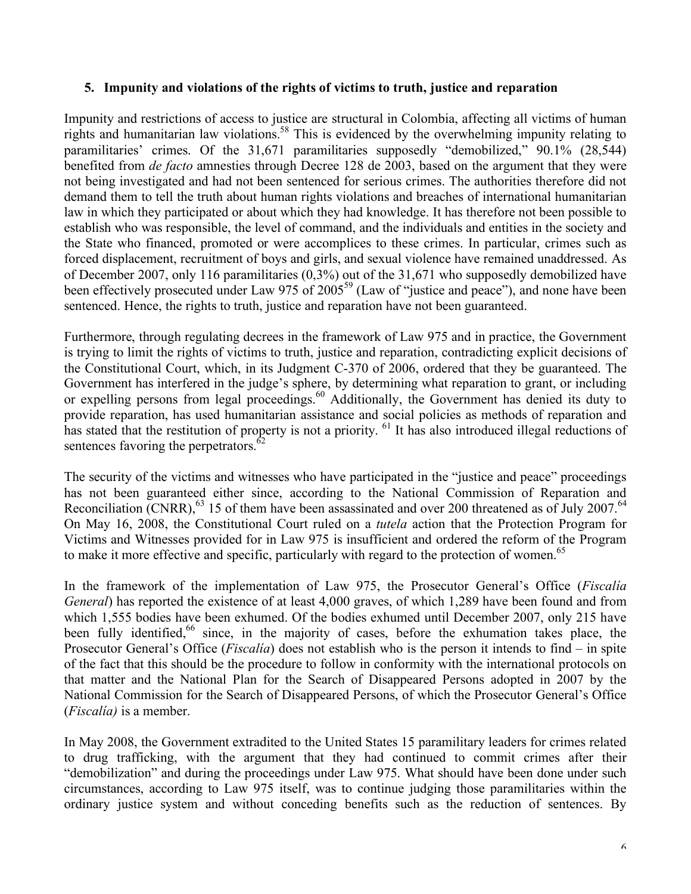### 5. Impunity and violations of the rights of victims to truth, justice and reparation

Impunity and restrictions of access to justice are structural in Colombia, affecting all victims of human rights and humanitarian law violations.[58] This is evidenced by the overwhelming impunity relating to paramilitaries' crimes. Of the 31,671 paramilitaries supposedly "demobilized," 90.1% (28,544) benefited from *de facto* amnesties through Decree 128 de 2003, based on the argument that they were not being investigated and had not been sentenced for serious crimes. The authorities therefore did not demand them to tell the truth about human rights violations and breaches of international humanitarian law in which they participated or about which they had knowledge. It has therefore not been possible to establish who was responsible, the level of command, and the individuals and entities in the society and the State who financed, promoted or were accomplices to these crimes. In particular, crimes such as forced displacement, recruitment of boys and girls, and sexual violence have remained unaddressed. As of December 2007, only 116 paramilitaries (0,3%) out of the 31,671 who supposedly demobilized have been effectively prosecuted under Law 975 of 2005[59] (Law of "justice and peace"), and none have been sentenced. Hence, the rights to truth, justice and reparation have not been guaranteed.

Furthermore, through regulating decrees in the framework of Law 975 and in practice, the Government is trying to limit the rights of victims to truth, justice and reparation, contradicting explicit decisions of the Constitutional Court, which, in its Judgment C-370 of 2006, ordered that they be guaranteed. The Government has interfered in the judge's sphere, by determining what reparation to grant, or including or expelling persons from legal proceedings.[60] Additionally, the Government has denied its duty to provide reparation, has used humanitarian assistance and social policies as methods of reparation and has stated that the restitution of property is not a priority.[61] It has also introduced illegal reductions of sentences favoring the perpetrators.[62]

The security of the victims and witnesses who have participated in the "justice and peace" proceedings has not been guaranteed either since, according to the National Commission of Reparation and Reconciliation (CNRR),[63] 15 of them have been assassinated and over 200 threatened as of July 2007.[64] On May 16, 2008, the Constitutional Court ruled on a *tutela* action that the Protection Program for Victims and Witnesses provided for in Law 975 is insufficient and ordered the reform of the Program to make it more effective and specific, particularly with regard to the protection of women.[65]

In the framework of the implementation of Law 975, the Prosecutor General's Office (*Fiscalía General*) has reported the existence of at least 4,000 graves, of which 1,289 have been found and from which 1,555 bodies have been exhumed. Of the bodies exhumed until December 2007, only 215 have been fully identified,[66] since, in the majority of cases, before the exhumation takes place, the Prosecutor General's Office (*Fiscalía*) does not establish who is the person it intends to find – in spite of the fact that this should be the procedure to follow in conformity with the international protocols on that matter and the National Plan for the Search of Disappeared Persons adopted in 2007 by the National Commission for the Search of Disappeared Persons, of which the Prosecutor General's Office (*Fiscalía)* is a member.

In May 2008, the Government extradited to the United States 15 paramilitary leaders for crimes related to drug trafficking, with the argument that they had continued to commit crimes after their "demobilization" and during the proceedings under Law 975. What should have been done under such circumstances, according to Law 975 itself, was to continue judging those paramilitaries within the ordinary justice system and without conceding benefits such as the reduction of sentences. By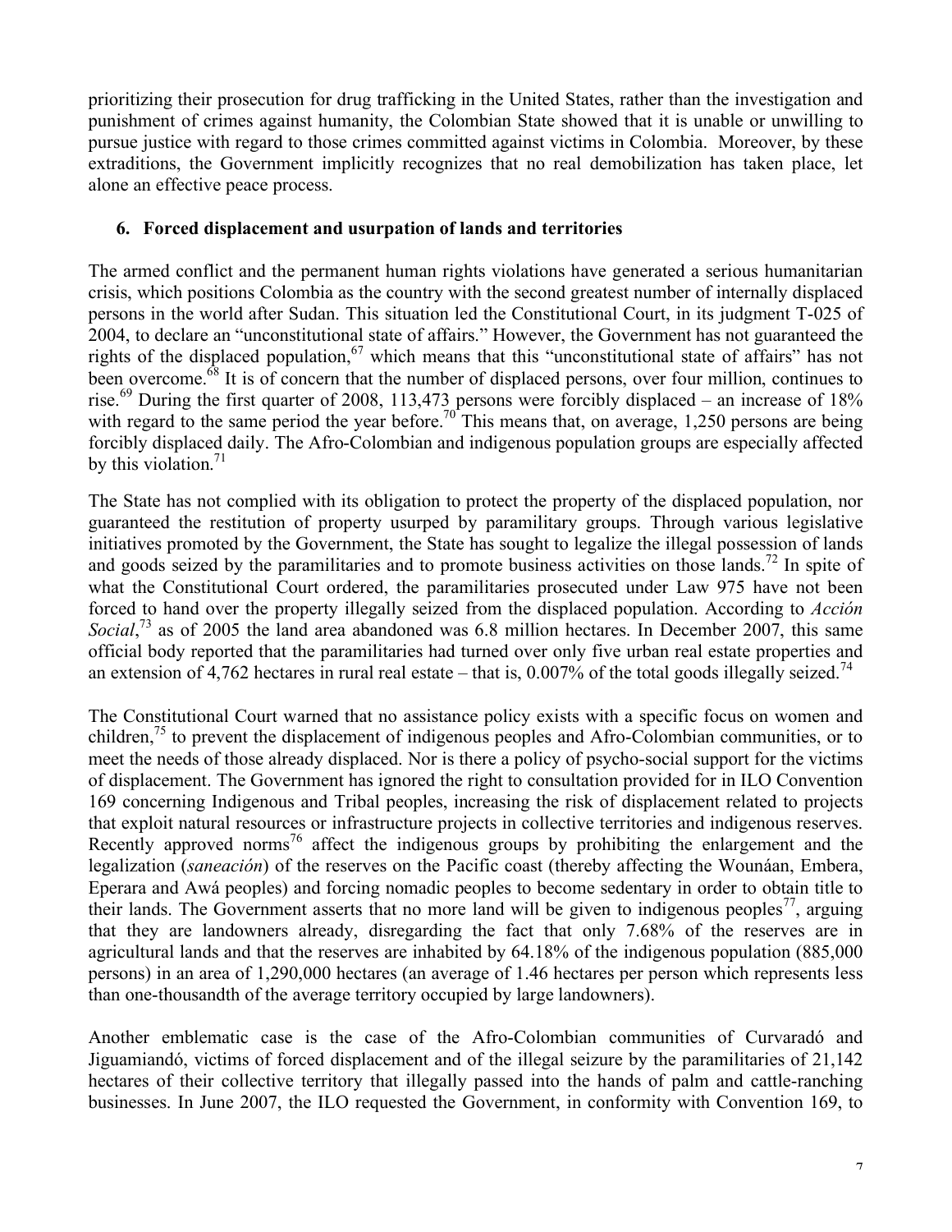prioritizing their prosecution for drug trafficking in the United States, rather than the investigation and punishment of crimes against humanity, the Colombian State showed that it is unable or unwilling to pursue justice with regard to those crimes committed against victims in Colombia. Moreover, by these extraditions, the Government implicitly recognizes that no real demobilization has taken place, let alone an effective peace process.

## 6. Forced displacement and usurpation of lands and territories

The armed conflict and the permanent human rights violations have generated a serious humanitarian crisis, which positions Colombia as the country with the second greatest number of internally displaced persons in the world after Sudan. This situation led the Constitutional Court, in its judgment T-025 of 2004, to declare an "unconstitutional state of affairs." However, the Government has not guaranteed the rights of the displaced population,[67] which means that this "unconstitutional state of affairs" has not been overcome.[68] It is of concern that the number of displaced persons, over four million, continues to rise.[69] During the first quarter of 2008, 113,473 persons were forcibly displaced – an increase of 18% with regard to the same period the year before.[70] This means that, on average, 1,250 persons are being forcibly displaced daily. The Afro-Colombian and indigenous population groups are especially affected by this violation.[71]

The State has not complied with its obligation to protect the property of the displaced population, nor guaranteed the restitution of property usurped by paramilitary groups. Through various legislative initiatives promoted by the Government, the State has sought to legalize the illegal possession of lands and goods seized by the paramilitaries and to promote business activities on those lands.[72] In spite of what the Constitutional Court ordered, the paramilitaries prosecuted under Law 975 have not been forced to hand over the property illegally seized from the displaced population. According to *Acción Social*,[73] as of 2005 the land area abandoned was 6.8 million hectares. In December 2007, this same official body reported that the paramilitaries had turned over only five urban real estate properties and an extension of 4,762 hectares in rural real estate – that is, 0.007% of the total goods illegally seized.[74]

The Constitutional Court warned that no assistance policy exists with a specific focus on women and children,[75] to prevent the displacement of indigenous peoples and Afro-Colombian communities, or to meet the needs of those already displaced. Nor is there a policy of psycho-social support for the victims of displacement. The Government has ignored the right to consultation provided for in ILO Convention 169 concerning Indigenous and Tribal peoples, increasing the risk of displacement related to projects that exploit natural resources or infrastructure projects in collective territories and indigenous reserves. Recently approved norms[76] affect the indigenous groups by prohibiting the enlargement and the legalization (*saneación*) of the reserves on the Pacific coast (thereby affecting the Wounáan, Embera, Eperara and Awá peoples) and forcing nomadic peoples to become sedentary in order to obtain title to their lands. The Government asserts that no more land will be given to indigenous peoples[77], arguing that they are landowners already, disregarding the fact that only 7.68% of the reserves are in agricultural lands and that the reserves are inhabited by 64.18% of the indigenous population (885,000 persons) in an area of 1,290,000 hectares (an average of 1.46 hectares per person which represents less than one-thousandth of the average territory occupied by large landowners).

Another emblematic case is the case of the Afro-Colombian communities of Curvaradó and Jiguamiandó, victims of forced displacement and of the illegal seizure by the paramilitaries of 21,142 hectares of their collective territory that illegally passed into the hands of palm and cattle-ranching businesses. In June 2007, the ILO requested the Government, in conformity with Convention 169, to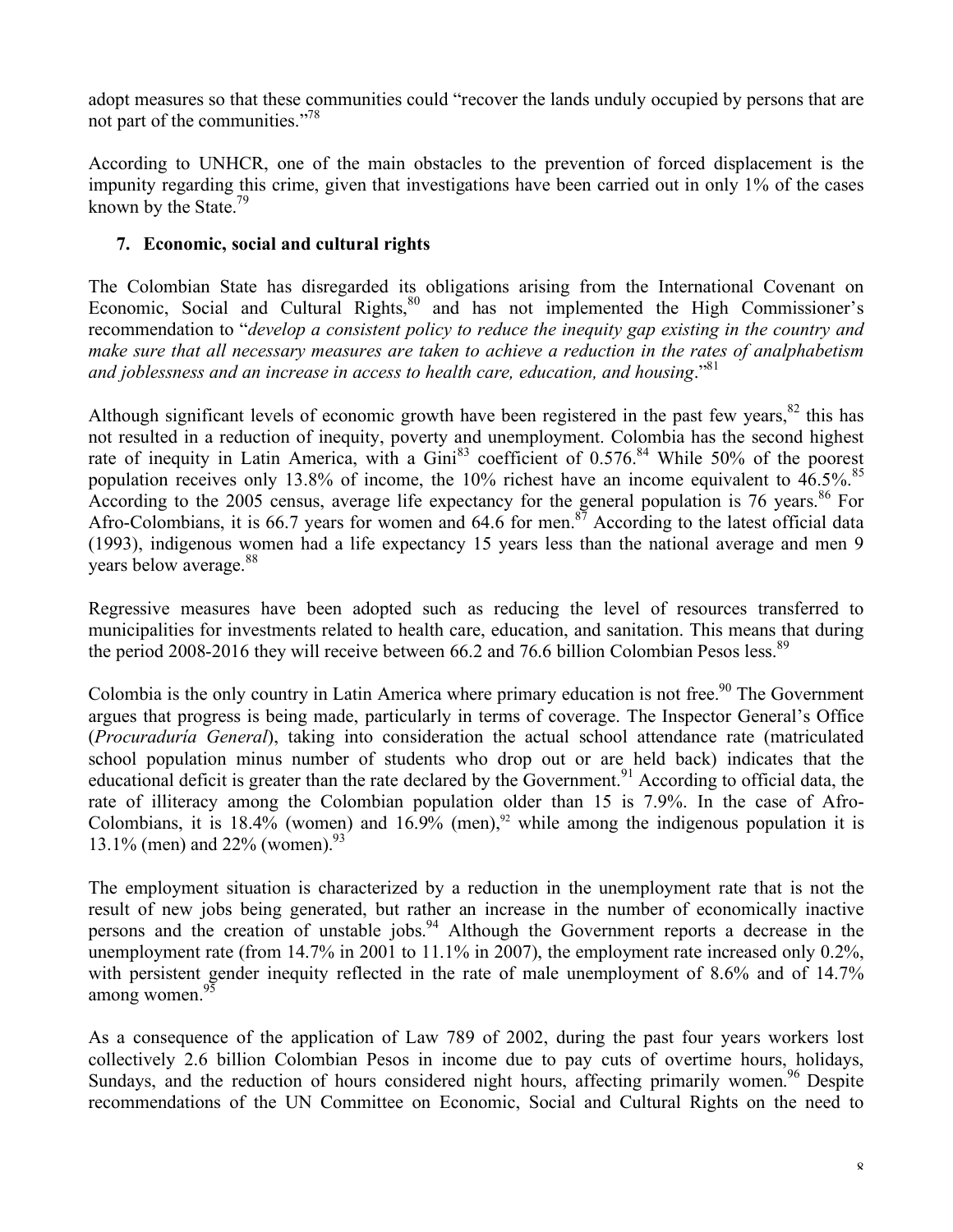adopt measures so that these communities could "recover the lands unduly occupied by persons that are not part of the communities."[78]

According to UNHCR, one of the main obstacles to the prevention of forced displacement is the impunity regarding this crime, given that investigations have been carried out in only 1% of the cases known by the State.[79]

## 7. Economic, social and cultural rights

The Colombian State has disregarded its obligations arising from the International Covenant on Economic, Social and Cultural Rights,[80] and has not implemented the High Commissioner's recommendation to "*develop a consistent policy to reduce the inequity gap existing in the country and make sure that all necessary measures are taken to achieve a reduction in the rates of analphabetism and joblessness and an increase in access to health care, education, and housing*."[81]

Although significant levels of economic growth have been registered in the past few years,[82] this has not resulted in a reduction of inequity, poverty and unemployment. Colombia has the second highest rate of inequity in Latin America, with a Gini[83] coefficient of 0.576.[84] While 50% of the poorest population receives only 13.8% of income, the 10% richest have an income equivalent to 46.5%.[85] According to the 2005 census, average life expectancy for the general population is 76 years.[86] For Afro-Colombians, it is 66.7 years for women and 64.6 for men.[87] According to the latest official data (1993), indigenous women had a life expectancy 15 years less than the national average and men 9 years below average.[88]

Regressive measures have been adopted such as reducing the level of resources transferred to municipalities for investments related to health care, education, and sanitation. This means that during the period 2008-2016 they will receive between 66.2 and 76.6 billion Colombian Pesos less.[89]

Colombia is the only country in Latin America where primary education is not free.[90] The Government argues that progress is being made, particularly in terms of coverage. The Inspector General's Office (*Procuraduría General*), taking into consideration the actual school attendance rate (matriculated school population minus number of students who drop out or are held back) indicates that the educational deficit is greater than the rate declared by the Government.[91] According to official data, the rate of illiteracy among the Colombian population older than 15 is 7.9%. In the case of Afro-Colombians, it is 18.4% (women) and 16.9% (men),[92] while among the indigenous population it is 13.1% (men) and 22% (women).[93]

The employment situation is characterized by a reduction in the unemployment rate that is not the result of new jobs being generated, but rather an increase in the number of economically inactive persons and the creation of unstable jobs.[94] Although the Government reports a decrease in the unemployment rate (from 14.7% in 2001 to 11.1% in 2007), the employment rate increased only 0.2%, with persistent gender inequity reflected in the rate of male unemployment of 8.6% and of 14.7% among women.[95]

As a consequence of the application of Law 789 of 2002, during the past four years workers lost collectively 2.6 billion Colombian Pesos in income due to pay cuts of overtime hours, holidays, Sundays, and the reduction of hours considered night hours, affecting primarily women.[96] Despite recommendations of the UN Committee on Economic, Social and Cultural Rights on the need to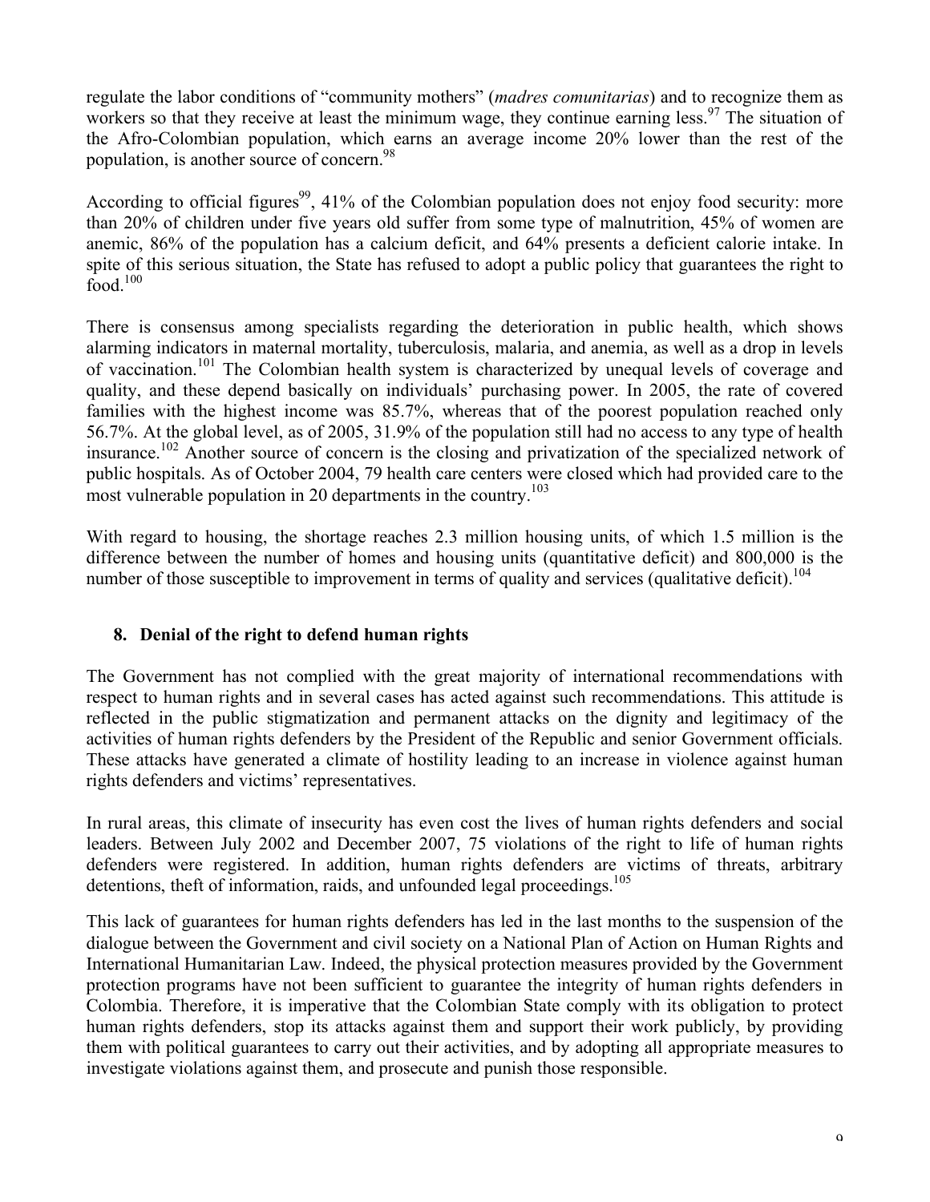regulate the labor conditions of "community mothers" (*madres comunitarias*) and to recognize them as workers so that they receive at least the minimum wage, they continue earning less.[97] The situation of the Afro-Colombian population, which earns an average income 20% lower than the rest of the population, is another source of concern.[98]

According to official figures[99], 41% of the Colombian population does not enjoy food security: more than 20% of children under five years old suffer from some type of malnutrition, 45% of women are anemic, 86% of the population has a calcium deficit, and 64% presents a deficient calorie intake. In spite of this serious situation, the State has refused to adopt a public policy that guarantees the right to food.[100]

There is consensus among specialists regarding the deterioration in public health, which shows alarming indicators in maternal mortality, tuberculosis, malaria, and anemia, as well as a drop in levels of vaccination.[101] The Colombian health system is characterized by unequal levels of coverage and quality, and these depend basically on individuals' purchasing power. In 2005, the rate of covered families with the highest income was 85.7%, whereas that of the poorest population reached only 56.7%. At the global level, as of 2005, 31.9% of the population still had no access to any type of health insurance.[102] Another source of concern is the closing and privatization of the specialized network of public hospitals. As of October 2004, 79 health care centers were closed which had provided care to the most vulnerable population in 20 departments in the country.[103]

With regard to housing, the shortage reaches 2.3 million housing units, of which 1.5 million is the difference between the number of homes and housing units (quantitative deficit) and 800,000 is the number of those susceptible to improvement in terms of quality and services (qualitative deficit).[104]

## 8. Denial of the right to defend human rights

The Government has not complied with the great majority of international recommendations with respect to human rights and in several cases has acted against such recommendations. This attitude is reflected in the public stigmatization and permanent attacks on the dignity and legitimacy of the activities of human rights defenders by the President of the Republic and senior Government officials. These attacks have generated a climate of hostility leading to an increase in violence against human rights defenders and victims' representatives.

In rural areas, this climate of insecurity has even cost the lives of human rights defenders and social leaders. Between July 2002 and December 2007, 75 violations of the right to life of human rights defenders were registered. In addition, human rights defenders are victims of threats, arbitrary detentions, theft of information, raids, and unfounded legal proceedings.[105]

This lack of guarantees for human rights defenders has led in the last months to the suspension of the dialogue between the Government and civil society on a National Plan of Action on Human Rights and International Humanitarian Law. Indeed, the physical protection measures provided by the Government protection programs have not been sufficient to guarantee the integrity of human rights defenders in Colombia. Therefore, it is imperative that the Colombian State comply with its obligation to protect human rights defenders, stop its attacks against them and support their work publicly, by providing them with political guarantees to carry out their activities, and by adopting all appropriate measures to investigate violations against them, and prosecute and punish those responsible.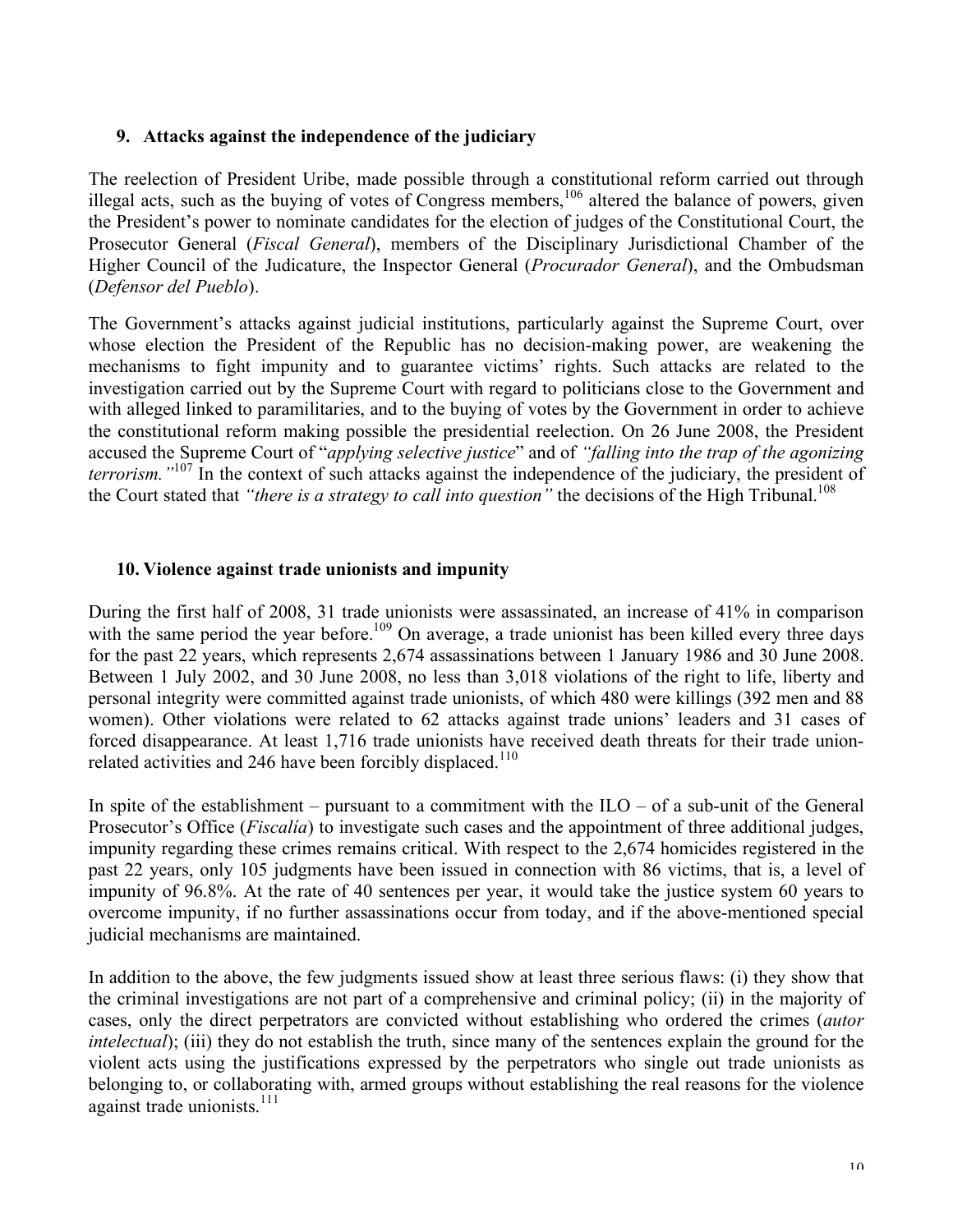## 9. Attacks against the independence of the judiciary

The reelection of President Uribe, made possible through a constitutional reform carried out through illegal acts, such as the buying of votes of Congress members,[106] altered the balance of powers, given the President's power to nominate candidates for the election of judges of the Constitutional Court, the Prosecutor General (*Fiscal General*), members of the Disciplinary Jurisdictional Chamber of the Higher Council of the Judicature, the Inspector General (*Procurador General*), and the Ombudsman (*Defensor del Pueblo*).

The Government's attacks against judicial institutions, particularly against the Supreme Court, over whose election the President of the Republic has no decision-making power, are weakening the mechanisms to fight impunity and to guarantee victims' rights. Such attacks are related to the investigation carried out by the Supreme Court with regard to politicians close to the Government and with alleged linked to paramilitaries, and to the buying of votes by the Government in order to achieve the constitutional reform making possible the presidential reelection. On 26 June 2008, the President accused the Supreme Court of "*applying selective justice*" and of *"falling into the trap of the agonizing terrorism."*[107] In the context of such attacks against the independence of the judiciary, the president of the Court stated that *"there is a strategy to call into question"* the decisions of the High Tribunal.[108]

## 10. Violence against trade unionists and impunity

During the first half of 2008, 31 trade unionists were assassinated, an increase of 41% in comparison with the same period the year before.[109] On average, a trade unionist has been killed every three days for the past 22 years, which represents 2,674 assassinations between 1 January 1986 and 30 June 2008. Between 1 July 2002, and 30 June 2008, no less than 3,018 violations of the right to life, liberty and personal integrity were committed against trade unionists, of which 480 were killings (392 men and 88 women). Other violations were related to 62 attacks against trade unions' leaders and 31 cases of forced disappearance. At least 1,716 trade unionists have received death threats for their trade union-related activities and 246 have been forcibly displaced.[110]

In spite of the establishment – pursuant to a commitment with the ILO – of a sub-unit of the General Prosecutor's Office (*Fiscalía*) to investigate such cases and the appointment of three additional judges, impunity regarding these crimes remains critical. With respect to the 2,674 homicides registered in the past 22 years, only 105 judgments have been issued in connection with 86 victims, that is, a level of impunity of 96.8%. At the rate of 40 sentences per year, it would take the justice system 60 years to overcome impunity, if no further assassinations occur from today, and if the above-mentioned special judicial mechanisms are maintained.

In addition to the above, the few judgments issued show at least three serious flaws: (i) they show that the criminal investigations are not part of a comprehensive and criminal policy; (ii) in the majority of cases, only the direct perpetrators are convicted without establishing who ordered the crimes (*autor intelectual*); (iii) they do not establish the truth, since many of the sentences explain the ground for the violent acts using the justifications expressed by the perpetrators who single out trade unionists as belonging to, or collaborating with, armed groups without establishing the real reasons for the violence against trade unionists.[111]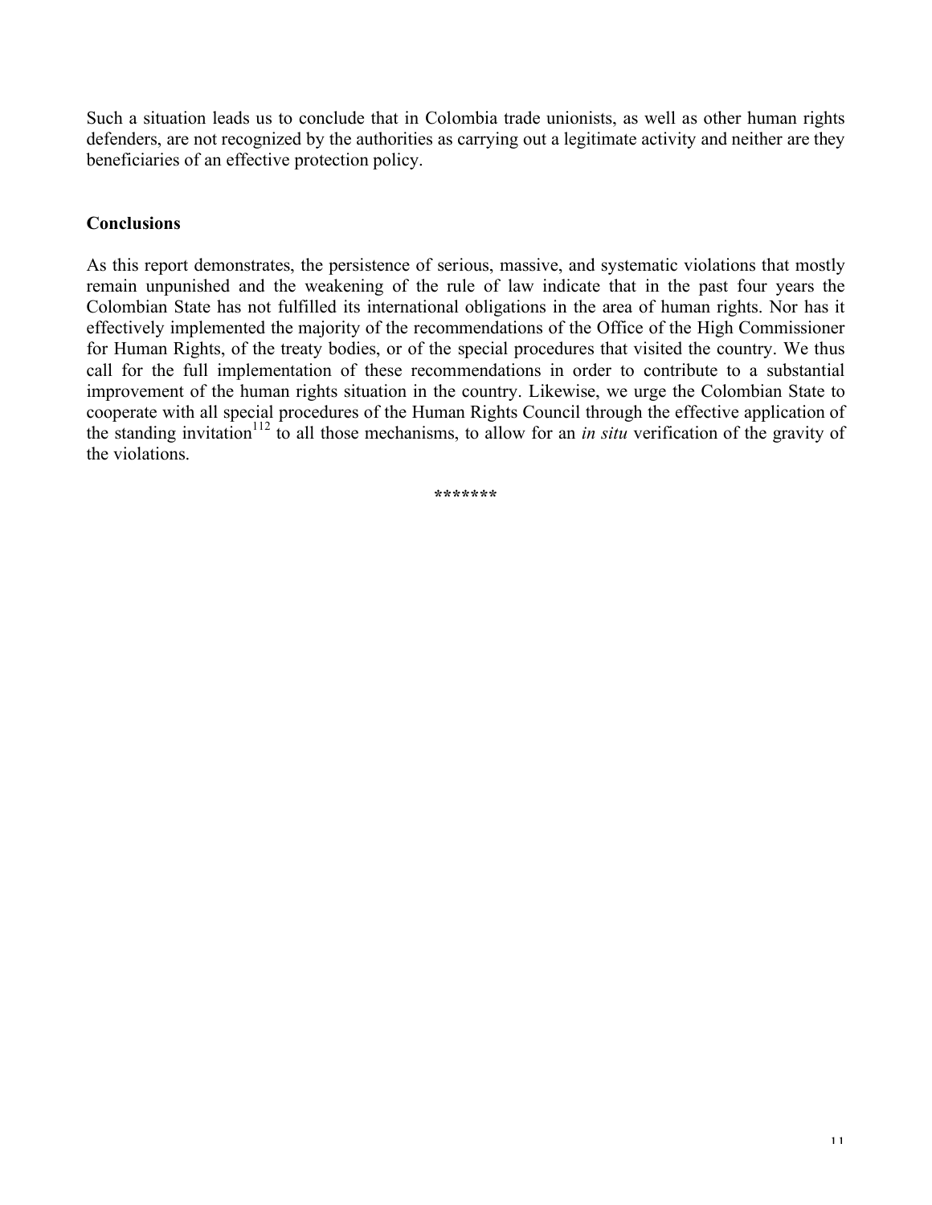Such a situation leads us to conclude that in Colombia trade unionists, as well as other human rights defenders, are not recognized by the authorities as carrying out a legitimate activity and neither are they beneficiaries of an effective protection policy.

## Conclusions

As this report demonstrates, the persistence of serious, massive, and systematic violations that mostly remain unpunished and the weakening of the rule of law indicate that in the past four years the Colombian State has not fulfilled its international obligations in the area of human rights. Nor has it effectively implemented the majority of the recommendations of the Office of the High Commissioner for Human Rights, of the treaty bodies, or of the special procedures that visited the country. We thus call for the full implementation of these recommendations in order to contribute to a substantial improvement of the human rights situation in the country. Likewise, we urge the Colombian State to cooperate with all special procedures of the Human Rights Council through the effective application of the standing invitation[112] to all those mechanisms, to allow for an *in situ* verification of the gravity of the violations.

*******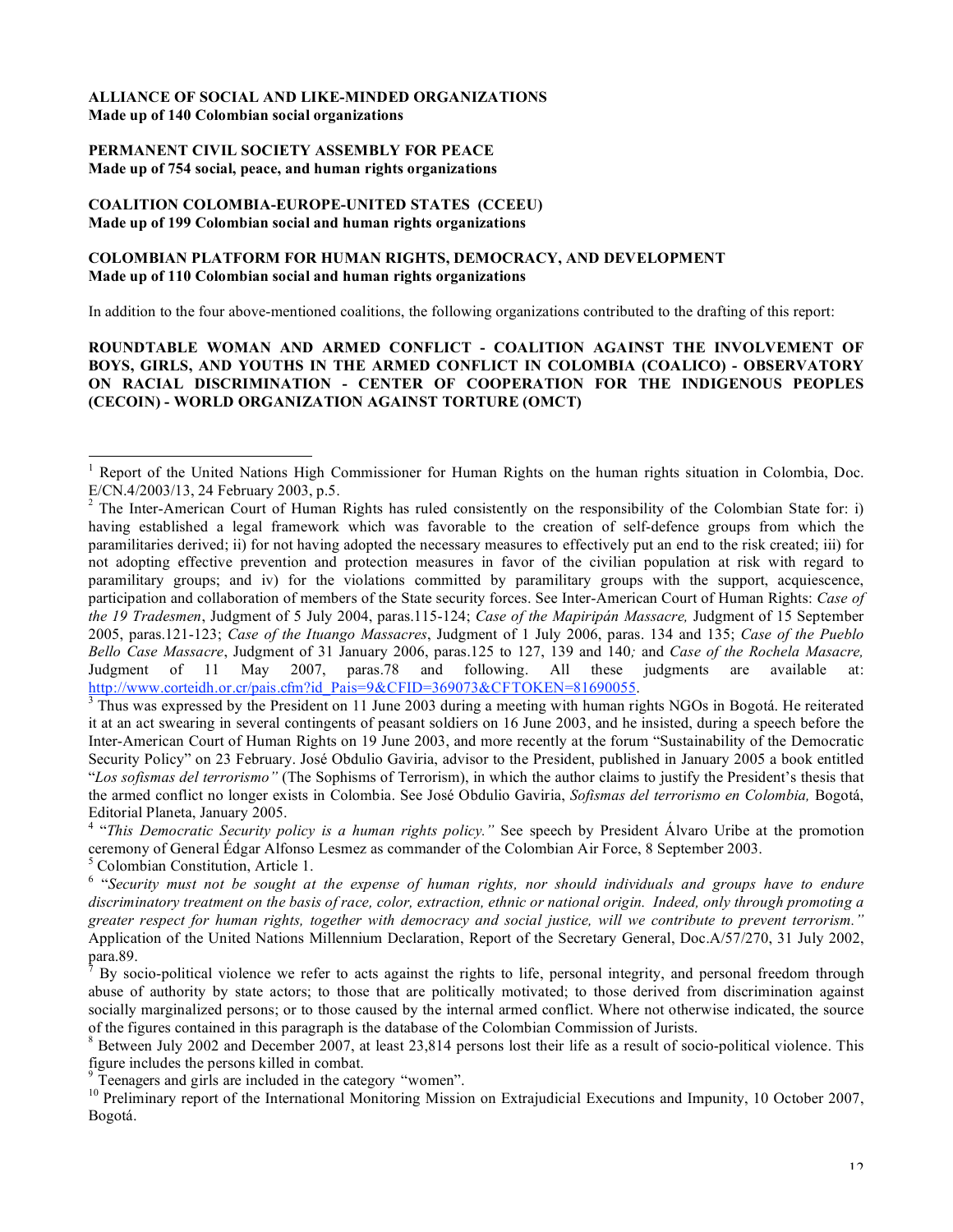**ALLIANCE OF SOCIAL AND LIKE-MINDED ORGANIZATIONS**
**Made up of 140 Colombian social organizations**

**PERMANENT CIVIL SOCIETY ASSEMBLY FOR PEACE**
**Made up of 754 social, peace, and human rights organizations**

**COALITION COLOMBIA-EUROPE-UNITED STATES (CCEEU)**
**Made up of 199 Colombian social and human rights organizations**

**COLOMBIAN PLATFORM FOR HUMAN RIGHTS, DEMOCRACY, AND DEVELOPMENT**
**Made up of 110 Colombian social and human rights organizations**

In addition to the four above-mentioned coalitions, the following organizations contributed to the drafting of this report:

**ROUNDTABLE WOMAN AND ARMED CONFLICT - COALITION AGAINST THE INVOLVEMENT OF BOYS, GIRLS, AND YOUTHS IN THE ARMED CONFLICT IN COLOMBIA (COALICO) - OBSERVATORY ON RACIAL DISCRIMINATION - CENTER OF COOPERATION FOR THE INDIGENOUS PEOPLES (CECOIN) - WORLD ORGANIZATION AGAINST TORTURE (OMCT)**

---

[1] Report of the United Nations High Commissioner for Human Rights on the human rights situation in Colombia, Doc. E/CN.4/2003/13, 24 February 2003, p.5.

[2] The Inter-American Court of Human Rights has ruled consistently on the responsibility of the Colombian State for: i) having established a legal framework which was favorable to the creation of self-defence groups from which the paramilitaries derived; ii) for not having adopted the necessary measures to effectively put an end to the risk created; iii) for not adopting effective prevention and protection measures in favor of the civilian population at risk with regard to paramilitary groups; and iv) for the violations committed by paramilitary groups with the support, acquiescence, participation and collaboration of members of the State security forces. See Inter-American Court of Human Rights: *Case of the 19 Tradesmen*, Judgment of 5 July 2004, paras.115-124; *Case of the Mapiripán Massacre,* Judgment of 15 September 2005, paras.121-123; *Case of the Ituango Massacres*, Judgment of 1 July 2006, paras. 134 and 135; *Case of the Pueblo Bello Case Massacre*, Judgment of 31 January 2006, paras.125 to 127, 139 and 140*;* and *Case of the Rochela Masacre,* Judgment of 11 May 2007, paras.78 and following. All these judgments are available at: http://www.corteidh.or.cr/pais.cfm?id_Pais=9&CFID=369073&CFTOKEN=81690055.

[3] Thus was expressed by the President on 11 June 2003 during a meeting with human rights NGOs in Bogotá. He reiterated it at an act swearing in several contingents of peasant soldiers on 16 June 2003, and he insisted, during a speech before the Inter-American Court of Human Rights on 19 June 2003, and more recently at the forum "Sustainability of the Democratic Security Policy" on 23 February. José Obdulio Gaviria, advisor to the President, published in January 2005 a book entitled "*Los sofismas del terrorismo"* (The Sophisms of Terrorism), in which the author claims to justify the President's thesis that the armed conflict no longer exists in Colombia. See José Obdulio Gaviria, *Sofismas del terrorismo en Colombia,* Bogotá, Editorial Planeta, January 2005.

[4] "*This Democratic Security policy is a human rights policy."* See speech by President Álvaro Uribe at the promotion ceremony of General Édgar Alfonso Lesmez as commander of the Colombian Air Force, 8 September 2003.

[5] Colombian Constitution, Article 1.

[6] "*Security must not be sought at the expense of human rights, nor should individuals and groups have to endure discriminatory treatment on the basis of race, color, extraction, ethnic or national origin. Indeed, only through promoting a greater respect for human rights, together with democracy and social justice, will we contribute to prevent terrorism."* Application of the United Nations Millennium Declaration, Report of the Secretary General, Doc.A/57/270, 31 July 2002, para.89.

[7] By socio-political violence we refer to acts against the rights to life, personal integrity, and personal freedom through abuse of authority by state actors; to those that are politically motivated; to those derived from discrimination against socially marginalized persons; or to those caused by the internal armed conflict. Where not otherwise indicated, the source of the figures contained in this paragraph is the database of the Colombian Commission of Jurists.

[8] Between July 2002 and December 2007, at least 23,814 persons lost their life as a result of socio-political violence. This figure includes the persons killed in combat.

[9] Teenagers and girls are included in the category "women".

[10] Preliminary report of the International Monitoring Mission on Extrajudicial Executions and Impunity, 10 October 2007, Bogotá.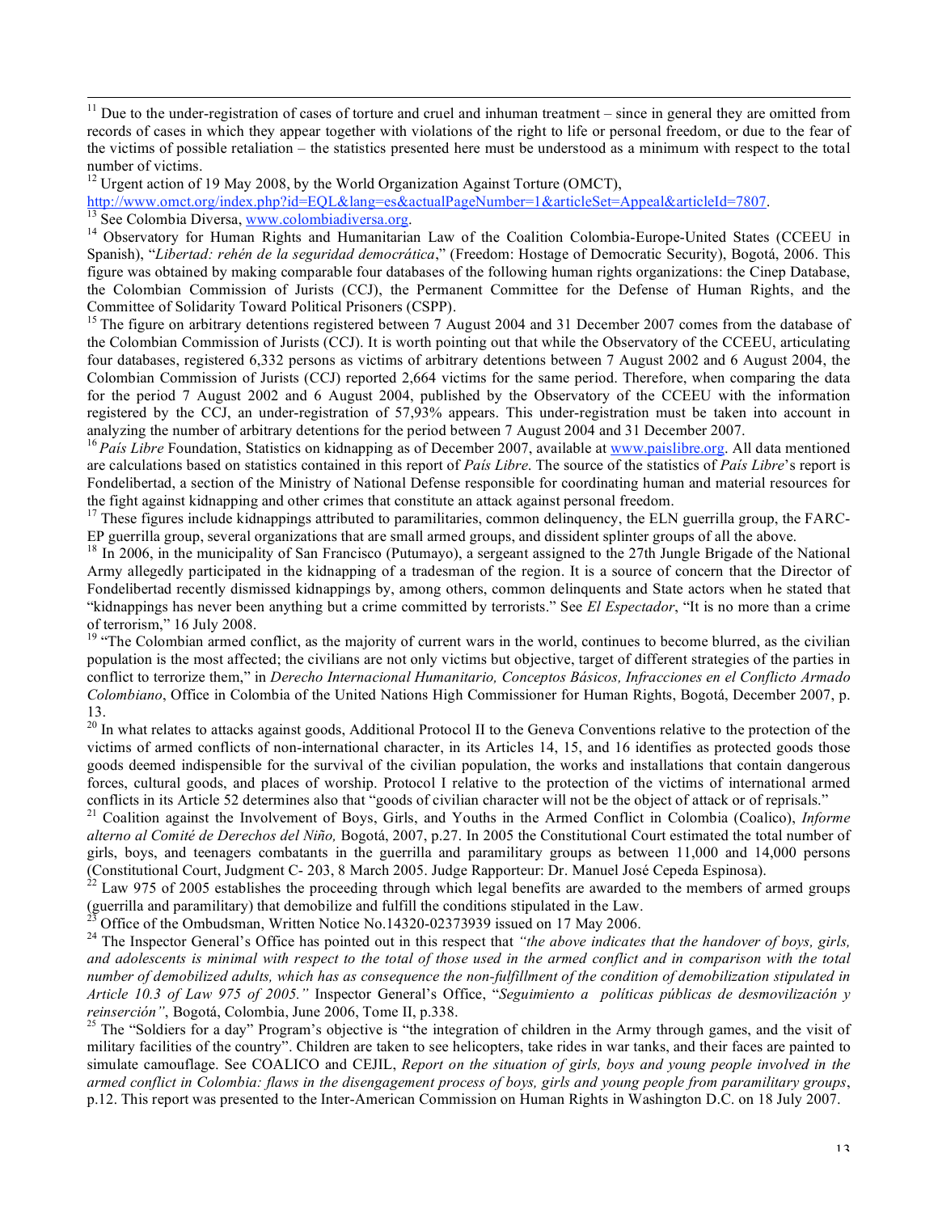[11] Due to the under-registration of cases of torture and cruel and inhuman treatment – since in general they are omitted from records of cases in which they appear together with violations of the right to life or personal freedom, or due to the fear of the victims of possible retaliation – the statistics presented here must be understood as a minimum with respect to the total number of victims.

[12] Urgent action of 19 May 2008, by the World Organization Against Torture (OMCT), http://www.omct.org/index.php?id=EQL&lang=es&actualPageNumber=1&articleSet=Appeal&articleId=7807.

[13] See Colombia Diversa, www.colombiadiversa.org.

[14] Observatory for Human Rights and Humanitarian Law of the Coalition Colombia-Europe-United States (CCEEU in Spanish), "*Libertad: rehén de la seguridad democrática*," (Freedom: Hostage of Democratic Security), Bogotá, 2006. This figure was obtained by making comparable four databases of the following human rights organizations: the Cinep Database, the Colombian Commission of Jurists (CCJ), the Permanent Committee for the Defense of Human Rights, and the Committee of Solidarity Toward Political Prisoners (CSPP).

[15] The figure on arbitrary detentions registered between 7 August 2004 and 31 December 2007 comes from the database of the Colombian Commission of Jurists (CCJ). It is worth pointing out that while the Observatory of the CCEEU, articulating four databases, registered 6,332 persons as victims of arbitrary detentions between 7 August 2002 and 6 August 2004, the Colombian Commission of Jurists (CCJ) reported 2,664 victims for the same period. Therefore, when comparing the data for the period 7 August 2002 and 6 August 2004, published by the Observatory of the CCEEU with the information registered by the CCJ, an under-registration of 57,93% appears. This under-registration must be taken into account in analyzing the number of arbitrary detentions for the period between 7 August 2004 and 31 December 2007.

[16] *País Libre* Foundation, Statistics on kidnapping as of December 2007, available at www.paislibre.org. All data mentioned are calculations based on statistics contained in this report of *País Libre*. The source of the statistics of *País Libre*'s report is Fondelibertad, a section of the Ministry of National Defense responsible for coordinating human and material resources for the fight against kidnapping and other crimes that constitute an attack against personal freedom.

[17] These figures include kidnappings attributed to paramilitaries, common delinquency, the ELN guerrilla group, the FARC-EP guerrilla group, several organizations that are small armed groups, and dissident splinter groups of all the above.

[18] In 2006, in the municipality of San Francisco (Putumayo), a sergeant assigned to the 27th Jungle Brigade of the National Army allegedly participated in the kidnapping of a tradesman of the region. It is a source of concern that the Director of Fondelibertad recently dismissed kidnappings by, among others, common delinquents and State actors when he stated that "kidnappings has never been anything but a crime committed by terrorists." See *El Espectador*, "It is no more than a crime of terrorism," 16 July 2008.

[19] "The Colombian armed conflict, as the majority of current wars in the world, continues to become blurred, as the civilian population is the most affected; the civilians are not only victims but objective, target of different strategies of the parties in conflict to terrorize them," in *Derecho Internacional Humanitario, Conceptos Básicos, Infracciones en el Conflicto Armado Colombiano*, Office in Colombia of the United Nations High Commissioner for Human Rights, Bogotá, December 2007, p. 13.

[20] In what relates to attacks against goods, Additional Protocol II to the Geneva Conventions relative to the protection of the victims of armed conflicts of non-international character, in its Articles 14, 15, and 16 identifies as protected goods those goods deemed indispensible for the survival of the civilian population, the works and installations that contain dangerous forces, cultural goods, and places of worship. Protocol I relative to the protection of the victims of international armed conflicts in its Article 52 determines also that "goods of civilian character will not be the object of attack or of reprisals."

[21] Coalition against the Involvement of Boys, Girls, and Youths in the Armed Conflict in Colombia (Coalico), *Informe alterno al Comité de Derechos del Niño,* Bogotá, 2007, p.27. In 2005 the Constitutional Court estimated the total number of girls, boys, and teenagers combatants in the guerrilla and paramilitary groups as between 11,000 and 14,000 persons (Constitutional Court, Judgment C- 203, 8 March 2005. Judge Rapporteur: Dr. Manuel José Cepeda Espinosa).

[22] Law 975 of 2005 establishes the proceeding through which legal benefits are awarded to the members of armed groups (guerrilla and paramilitary) that demobilize and fulfill the conditions stipulated in the Law.

[23] Office of the Ombudsman, Written Notice No.14320-02373939 issued on 17 May 2006.

[24] The Inspector General's Office has pointed out in this respect that *"the above indicates that the handover of boys, girls, and adolescents is minimal with respect to the total of those used in the armed conflict and in comparison with the total number of demobilized adults, which has as consequence the non-fulfillment of the condition of demobilization stipulated in Article 10.3 of Law 975 of 2005."* Inspector General's Office, "*Seguimiento a políticas públicas de desmovilización y reinserción"*, Bogotá, Colombia, June 2006, Tome II, p.338.

[25] The "Soldiers for a day" Program's objective is "the integration of children in the Army through games, and the visit of military facilities of the country". Children are taken to see helicopters, take rides in war tanks, and their faces are painted to simulate camouflage. See COALICO and CEJIL, *Report on the situation of girls, boys and young people involved in the armed conflict in Colombia: flaws in the disengagement process of boys, girls and young people from paramilitary groups*, p.12. This report was presented to the Inter-American Commission on Human Rights in Washington D.C. on 18 July 2007.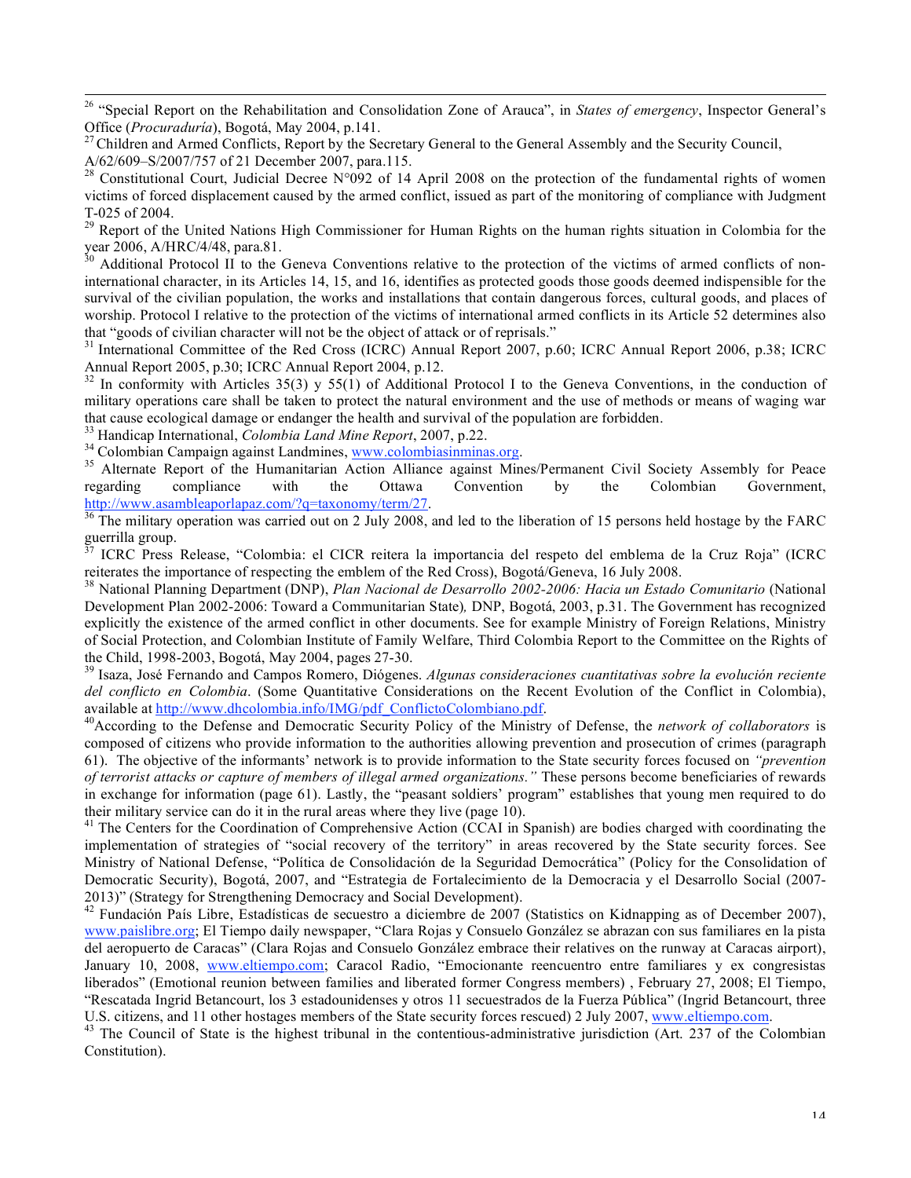[26] "Special Report on the Rehabilitation and Consolidation Zone of Arauca", in *States of emergency*, Inspector General's Office (*Procuraduría*), Bogotá, May 2004, p.141.

[27] Children and Armed Conflicts, Report by the Secretary General to the General Assembly and the Security Council, A/62/609–S/2007/757 of 21 December 2007, para.115.

[28] Constitutional Court, Judicial Decree N°092 of 14 April 2008 on the protection of the fundamental rights of women victims of forced displacement caused by the armed conflict, issued as part of the monitoring of compliance with Judgment T-025 of 2004.

[29] Report of the United Nations High Commissioner for Human Rights on the human rights situation in Colombia for the year 2006, A/HRC/4/48, para.81.

[30] Additional Protocol II to the Geneva Conventions relative to the protection of the victims of armed conflicts of non-international character, in its Articles 14, 15, and 16, identifies as protected goods those goods deemed indispensible for the survival of the civilian population, the works and installations that contain dangerous forces, cultural goods, and places of worship. Protocol I relative to the protection of the victims of international armed conflicts in its Article 52 determines also that "goods of civilian character will not be the object of attack or of reprisals."

[31] International Committee of the Red Cross (ICRC) Annual Report 2007, p.60; ICRC Annual Report 2006, p.38; ICRC Annual Report 2005, p.30; ICRC Annual Report 2004, p.12.

[32] In conformity with Articles 35(3) y 55(1) of Additional Protocol I to the Geneva Conventions, in the conduction of military operations care shall be taken to protect the natural environment and the use of methods or means of waging war that cause ecological damage or endanger the health and survival of the population are forbidden.

[33] Handicap International, *Colombia Land Mine Report*, 2007, p.22.

[34] Colombian Campaign against Landmines, www.colombiasinminas.org.

[35] Alternate Report of the Humanitarian Action Alliance against Mines/Permanent Civil Society Assembly for Peace regarding compliance with the Ottawa Convention by the Colombian Government, http://www.asambleaporlapaz.com/?q=taxonomy/term/27.

[36] The military operation was carried out on 2 July 2008, and led to the liberation of 15 persons held hostage by the FARC guerrilla group.

[37] ICRC Press Release, "Colombia: el CICR reitera la importancia del respeto del emblema de la Cruz Roja" (ICRC reiterates the importance of respecting the emblem of the Red Cross), Bogotá/Geneva, 16 July 2008.

[38] National Planning Department (DNP), *Plan Nacional de Desarrollo 2002-2006: Hacia un Estado Comunitario* (National Development Plan 2002-2006: Toward a Communitarian State)*,* DNP, Bogotá, 2003, p.31. The Government has recognized explicitly the existence of the armed conflict in other documents. See for example Ministry of Foreign Relations, Ministry of Social Protection, and Colombian Institute of Family Welfare, Third Colombia Report to the Committee on the Rights of the Child, 1998-2003, Bogotá, May 2004, pages 27-30.

[39] Isaza, José Fernando and Campos Romero, Diógenes. *Algunas consideraciones cuantitativas sobre la evolución reciente del conflicto en Colombia*. (Some Quantitative Considerations on the Recent Evolution of the Conflict in Colombia), available at http://www.dhcolombia.info/IMG/pdf_ConflictoColombiano.pdf.

[40] According to the Defense and Democratic Security Policy of the Ministry of Defense, the *network of collaborators* is composed of citizens who provide information to the authorities allowing prevention and prosecution of crimes (paragraph 61). The objective of the informants' network is to provide information to the State security forces focused on *"prevention of terrorist attacks or capture of members of illegal armed organizations."* These persons become beneficiaries of rewards in exchange for information (page 61). Lastly, the "peasant soldiers' program" establishes that young men required to do their military service can do it in the rural areas where they live (page 10).

[41] The Centers for the Coordination of Comprehensive Action (CCAI in Spanish) are bodies charged with coordinating the implementation of strategies of "social recovery of the territory" in areas recovered by the State security forces. See Ministry of National Defense, "Política de Consolidación de la Seguridad Democrática" (Policy for the Consolidation of Democratic Security), Bogotá, 2007, and "Estrategia de Fortalecimiento de la Democracia y el Desarrollo Social (2007-2013)" (Strategy for Strengthening Democracy and Social Development).

[42] Fundación País Libre, Estadísticas de secuestro a diciembre de 2007 (Statistics on Kidnapping as of December 2007), www.paislibre.org; El Tiempo daily newspaper, "Clara Rojas y Consuelo González se abrazan con sus familiares en la pista del aeropuerto de Caracas" (Clara Rojas and Consuelo González embrace their relatives on the runway at Caracas airport), January 10, 2008, www.eltiempo.com; Caracol Radio, "Emocionante reencuentro entre familiares y ex congresistas liberados" (Emotional reunion between families and liberated former Congress members) , February 27, 2008; El Tiempo, "Rescatada Ingrid Betancourt, los 3 estadounidenses y otros 11 secuestrados de la Fuerza Pública" (Ingrid Betancourt, three U.S. citizens, and 11 other hostages members of the State security forces rescued) 2 July 2007, www.eltiempo.com.

[43] The Council of State is the highest tribunal in the contentious-administrative jurisdiction (Art. 237 of the Colombian Constitution).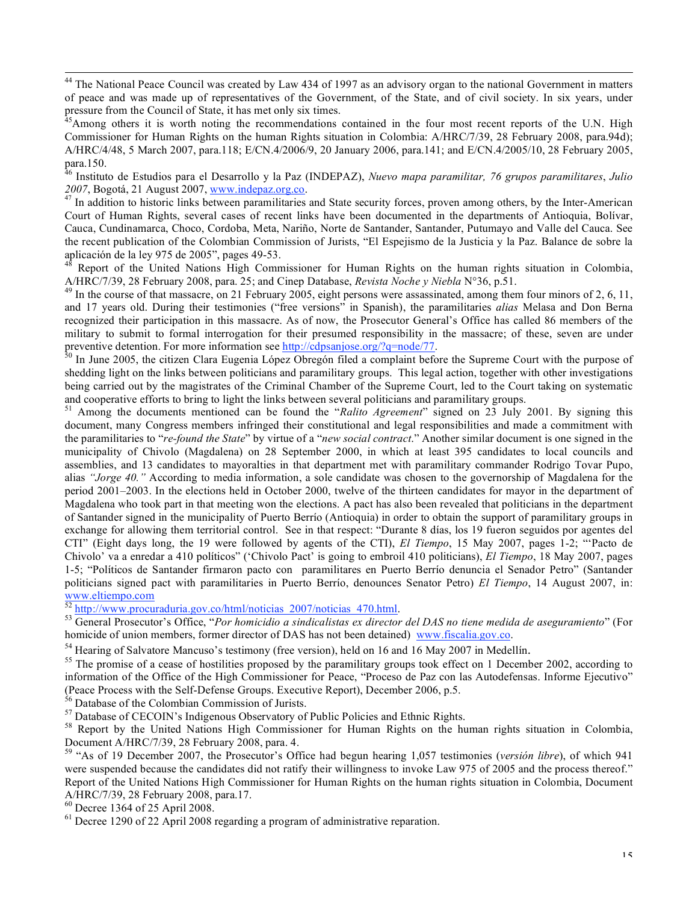[44] The National Peace Council was created by Law 434 of 1997 as an advisory organ to the national Government in matters of peace and was made up of representatives of the Government, of the State, and of civil society. In six years, under pressure from the Council of State, it has met only six times.

[45] Among others it is worth noting the recommendations contained in the four most recent reports of the U.N. High Commissioner for Human Rights on the human Rights situation in Colombia: A/HRC/7/39, 28 February 2008, para.94d); A/HRC/4/48, 5 March 2007, para.118; E/CN.4/2006/9, 20 January 2006, para.141; and E/CN.4/2005/10, 28 February 2005, para.150.

[46] Instituto de Estudios para el Desarrollo y la Paz (INDEPAZ), *Nuevo mapa paramilitar, 76 grupos paramilitares*, *Julio 2007*, Bogotá, 21 August 2007, www.indepaz.org.co.

[47] In addition to historic links between paramilitaries and State security forces, proven among others, by the Inter-American Court of Human Rights, several cases of recent links have been documented in the departments of Antioquia, Bolívar, Cauca, Cundinamarca, Choco, Cordoba, Meta, Nariño, Norte de Santander, Santander, Putumayo and Valle del Cauca. See the recent publication of the Colombian Commission of Jurists, "El Espejismo de la Justicia y la Paz. Balance de sobre la aplicación de la ley 975 de 2005", pages 49-53.

[48] Report of the United Nations High Commissioner for Human Rights on the human rights situation in Colombia, A/HRC/7/39, 28 February 2008, para. 25; and Cinep Database, *Revista Noche y Niebla* N°36, p.51.

[49] In the course of that massacre, on 21 February 2005, eight persons were assassinated, among them four minors of 2, 6, 11, and 17 years old. During their testimonies ("free versions" in Spanish), the paramilitaries *alias* Melasa and Don Berna recognized their participation in this massacre. As of now, the Prosecutor General's Office has called 86 members of the military to submit to formal interrogation for their presumed responsibility in the massacre; of these, seven are under preventive detention. For more information see http://cdpsanjose.org/?q=node/77.

[50] In June 2005, the citizen Clara Eugenia López Obregón filed a complaint before the Supreme Court with the purpose of shedding light on the links between politicians and paramilitary groups. This legal action, together with other investigations being carried out by the magistrates of the Criminal Chamber of the Supreme Court, led to the Court taking on systematic and cooperative efforts to bring to light the links between several politicians and paramilitary groups.

[51] Among the documents mentioned can be found the "*Ralito Agreement*" signed on 23 July 2001. By signing this document, many Congress members infringed their constitutional and legal responsibilities and made a commitment with the paramilitaries to "*re-found the State*" by virtue of a "*new social contract*." Another similar document is one signed in the municipality of Chivolo (Magdalena) on 28 September 2000, in which at least 395 candidates to local councils and assemblies, and 13 candidates to mayoralties in that department met with paramilitary commander Rodrigo Tovar Pupo, alias *"Jorge 40."* According to media information, a sole candidate was chosen to the governorship of Magdalena for the period 2001–2003. In the elections held in October 2000, twelve of the thirteen candidates for mayor in the department of Magdalena who took part in that meeting won the elections. A pact has also been revealed that politicians in the department of Santander signed in the municipality of Puerto Berrío (Antioquia) in order to obtain the support of paramilitary groups in exchange for allowing them territorial control. See in that respect: "Durante 8 días, los 19 fueron seguidos por agentes del CTI" (Eight days long, the 19 were followed by agents of the CTI), *El Tiempo*, 15 May 2007, pages 1-2; "'Pacto de Chivolo' va a enredar a 410 políticos" ('Chivolo Pact' is going to embroil 410 politicians), *El Tiempo*, 18 May 2007, pages 1-5; "Políticos de Santander firmaron pacto con paramilitares en Puerto Berrío denuncia el Senador Petro" (Santander politicians signed pact with paramilitaries in Puerto Berrío, denounces Senator Petro) *El Tiempo*, 14 August 2007, in: www.eltiempo.com

[52] http://www.procuraduria.gov.co/html/noticias_2007/noticias_470.html.

[53] General Prosecutor's Office, "*Por homicidio a sindicalistas ex director del DAS no tiene medida de aseguramiento*" (For homicide of union members, former director of DAS has not been detained) www.fiscalia.gov.co.

[54] Hearing of Salvatore Mancuso's testimony (free version), held on 16 and 16 May 2007 in Medellín.

[55] The promise of a cease of hostilities proposed by the paramilitary groups took effect on 1 December 2002, according to information of the Office of the High Commissioner for Peace, "Proceso de Paz con las Autodefensas. Informe Ejecutivo" (Peace Process with the Self-Defense Groups. Executive Report), December 2006, p.5.

[56] Database of the Colombian Commission of Jurists.

[57] Database of CECOIN's Indigenous Observatory of Public Policies and Ethnic Rights.

[58] Report by the United Nations High Commissioner for Human Rights on the human rights situation in Colombia, Document A/HRC/7/39, 28 February 2008, para. 4.

[59] "As of 19 December 2007, the Prosecutor's Office had begun hearing 1,057 testimonies (*versión libre*), of which 941 were suspended because the candidates did not ratify their willingness to invoke Law 975 of 2005 and the process thereof." Report of the United Nations High Commissioner for Human Rights on the human rights situation in Colombia, Document A/HRC/7/39, 28 February 2008, para.17.

[60] Decree 1364 of 25 April 2008.

[61] Decree 1290 of 22 April 2008 regarding a program of administrative reparation.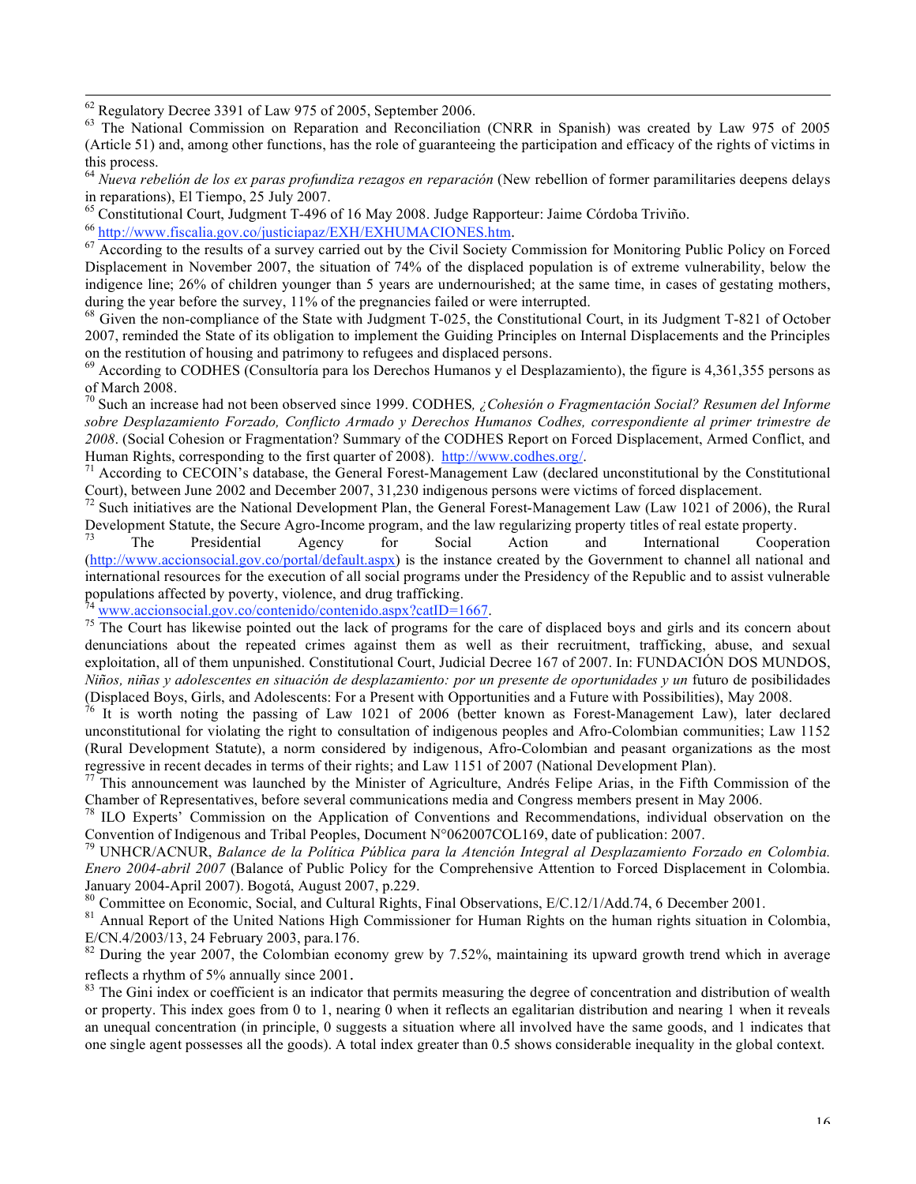[62] Regulatory Decree 3391 of Law 975 of 2005, September 2006.

[63] The National Commission on Reparation and Reconciliation (CNRR in Spanish) was created by Law 975 of 2005 (Article 51) and, among other functions, has the role of guaranteeing the participation and efficacy of the rights of victims in this process.

[64] *Nueva rebelión de los ex paras profundiza rezagos en reparación* (New rebellion of former paramilitaries deepens delays in reparations), El Tiempo, 25 July 2007.

[65] Constitutional Court, Judgment T-496 of 16 May 2008. Judge Rapporteur: Jaime Córdoba Triviño.

[66] http://www.fiscalia.gov.co/justiciapaz/EXH/EXHUMACIONES.htm.

[67] According to the results of a survey carried out by the Civil Society Commission for Monitoring Public Policy on Forced Displacement in November 2007, the situation of 74% of the displaced population is of extreme vulnerability, below the indigence line; 26% of children younger than 5 years are undernourished; at the same time, in cases of gestating mothers, during the year before the survey, 11% of the pregnancies failed or were interrupted.

[68] Given the non-compliance of the State with Judgment T-025, the Constitutional Court, in its Judgment T-821 of October 2007, reminded the State of its obligation to implement the Guiding Principles on Internal Displacements and the Principles on the restitution of housing and patrimony to refugees and displaced persons.

[69] According to CODHES (Consultoría para los Derechos Humanos y el Desplazamiento), the figure is 4,361,355 persons as of March 2008.

[70] Such an increase had not been observed since 1999. CODHES*, ¿Cohesión o Fragmentación Social? Resumen del Informe sobre Desplazamiento Forzado, Conflicto Armado y Derechos Humanos Codhes, correspondiente al primer trimestre de 2008*. (Social Cohesion or Fragmentation? Summary of the CODHES Report on Forced Displacement, Armed Conflict, and Human Rights, corresponding to the first quarter of 2008). http://www.codhes.org/.

[71] According to CECOIN's database, the General Forest-Management Law (declared unconstitutional by the Constitutional Court), between June 2002 and December 2007, 31,230 indigenous persons were victims of forced displacement.

[72] Such initiatives are the National Development Plan, the General Forest-Management Law (Law 1021 of 2006), the Rural Development Statute, the Secure Agro-Income program, and the law regularizing property titles of real estate property.

[73] The Presidential Agency for Social Action and International Cooperation (http://www.accionsocial.gov.co/portal/default.aspx) is the instance created by the Government to channel all national and international resources for the execution of all social programs under the Presidency of the Republic and to assist vulnerable populations affected by poverty, violence, and drug trafficking.

[74] www.accionsocial.gov.co/contenido/contenido.aspx?catID=1667.

[75] The Court has likewise pointed out the lack of programs for the care of displaced boys and girls and its concern about denunciations about the repeated crimes against them as well as their recruitment, trafficking, abuse, and sexual exploitation, all of them unpunished. Constitutional Court, Judicial Decree 167 of 2007. In: FUNDACIÓN DOS MUNDOS, *Niños, niñas y adolescentes en situación de desplazamiento: por un presente de oportunidades y un* futuro de posibilidades (Displaced Boys, Girls, and Adolescents: For a Present with Opportunities and a Future with Possibilities), May 2008.

[76] It is worth noting the passing of Law 1021 of 2006 (better known as Forest-Management Law), later declared unconstitutional for violating the right to consultation of indigenous peoples and Afro-Colombian communities; Law 1152 (Rural Development Statute), a norm considered by indigenous, Afro-Colombian and peasant organizations as the most regressive in recent decades in terms of their rights; and Law 1151 of 2007 (National Development Plan).

[77] This announcement was launched by the Minister of Agriculture, Andrés Felipe Arias, in the Fifth Commission of the Chamber of Representatives, before several communications media and Congress members present in May 2006.

[78] ILO Experts' Commission on the Application of Conventions and Recommendations, individual observation on the Convention of Indigenous and Tribal Peoples, Document N°062007COL169, date of publication: 2007.

[79] UNHCR/ACNUR, *Balance de la Política Pública para la Atención Integral al Desplazamiento Forzado en Colombia. Enero 2004-abril 2007* (Balance of Public Policy for the Comprehensive Attention to Forced Displacement in Colombia. January 2004-April 2007). Bogotá, August 2007, p.229.

[80] Committee on Economic, Social, and Cultural Rights, Final Observations, E/C.12/1/Add.74, 6 December 2001.

[81] Annual Report of the United Nations High Commissioner for Human Rights on the human rights situation in Colombia, E/CN.4/2003/13, 24 February 2003, para.176.

[82] During the year 2007, the Colombian economy grew by 7.52%, maintaining its upward growth trend which in average reflects a rhythm of 5% annually since 2001.

[83] The Gini index or coefficient is an indicator that permits measuring the degree of concentration and distribution of wealth or property. This index goes from 0 to 1, nearing 0 when it reflects an egalitarian distribution and nearing 1 when it reveals an unequal concentration (in principle, 0 suggests a situation where all involved have the same goods, and 1 indicates that one single agent possesses all the goods). A total index greater than 0.5 shows considerable inequality in the global context.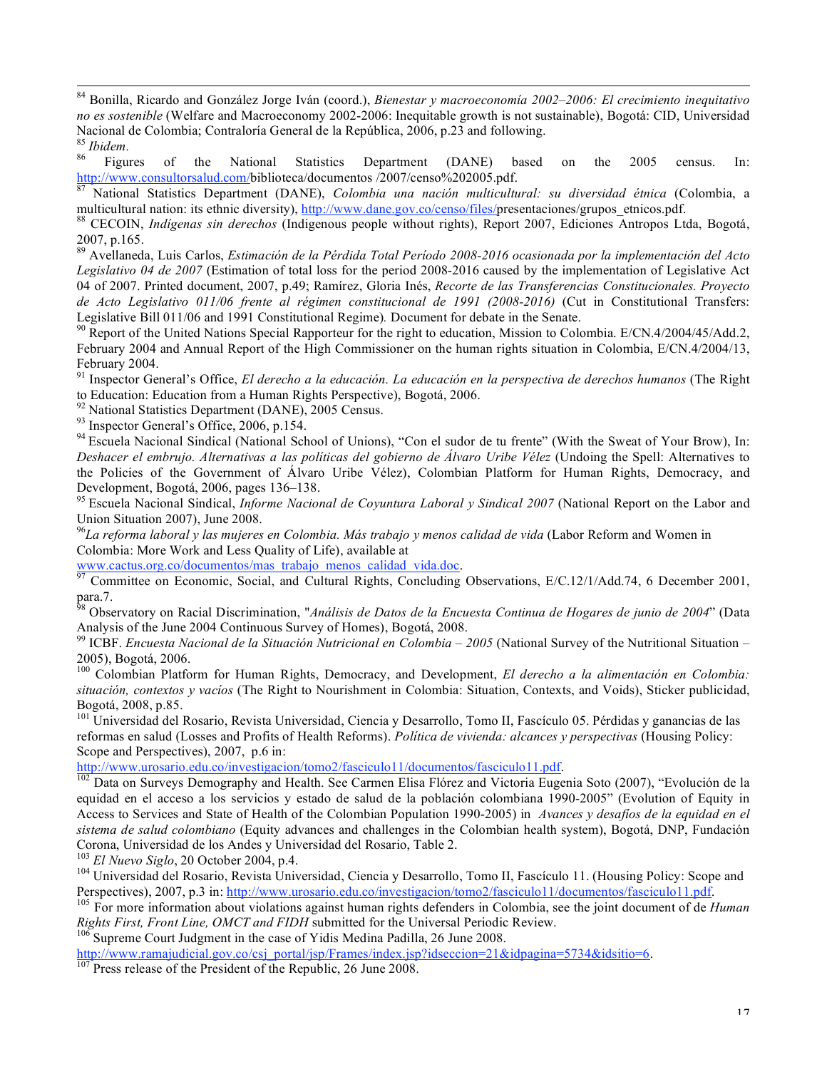[84] Bonilla, Ricardo and González Jorge Iván (coord.), *Bienestar y macroeconomía 2002–2006: El crecimiento inequitativo no es sostenible* (Welfare and Macroeconomy 2002-2006: Inequitable growth is not sustainable), Bogotá: CID, Universidad Nacional de Colombia; Contraloría General de la República, 2006, p.23 and following.

[85] *Ibidem.*

[86] Figures of the National Statistics Department (DANE) based on the 2005 census. In: http://www.consultorsalud.com/biblioteca/documentos /2007/censo%202005.pdf.

[87] National Statistics Department (DANE), *Colombia una nación multicultural: su diversidad étnica* (Colombia, a multicultural nation: its ethnic diversity), http://www.dane.gov.co/censo/files/presentaciones/grupos_etnicos.pdf.

[88] CECOIN, *Indígenas sin derechos* (Indigenous people without rights), Report 2007, Ediciones Antropos Ltda, Bogotá, 2007, p.165.

[89] Avellaneda, Luis Carlos, *Estimación de la Pérdida Total Período 2008-2016 ocasionada por la implementación del Acto Legislativo 04 de 2007* (Estimation of total loss for the period 2008-2016 caused by the implementation of Legislative Act 04 of 2007. Printed document, 2007, p.49; Ramírez, Gloria Inés, *Recorte de las Transferencias Constitucionales. Proyecto de Acto Legislativo 011/06 frente al régimen constitucional de 1991 (2008-2016)* (Cut in Constitutional Transfers: Legislative Bill 011/06 and 1991 Constitutional Regime). Document for debate in the Senate.

[90] Report of the United Nations Special Rapporteur for the right to education, Mission to Colombia. E/CN.4/2004/45/Add.2, February 2004 and Annual Report of the High Commissioner on the human rights situation in Colombia, E/CN.4/2004/13, February 2004.

[91] Inspector General's Office, *El derecho a la educación. La educación en la perspectiva de derechos humanos* (The Right to Education: Education from a Human Rights Perspective), Bogotá, 2006.

[92] National Statistics Department (DANE), 2005 Census.

[93] Inspector General's Office, 2006, p.154.

[94] Escuela Nacional Sindical (National School of Unions), "Con el sudor de tu frente" (With the Sweat of Your Brow), In: *Deshacer el embrujo. Alternativas a las políticas del gobierno de Álvaro Uribe Vélez* (Undoing the Spell: Alternatives to the Policies of the Government of Álvaro Uribe Vélez), Colombian Platform for Human Rights, Democracy, and Development, Bogotá, 2006, pages 136–138.

[95] Escuela Nacional Sindical, *Informe Nacional de Coyuntura Laboral y Sindical 2007* (National Report on the Labor and Union Situation 2007), June 2008.

[96] *La reforma laboral y las mujeres en Colombia. Más trabajo y menos calidad de vida* (Labor Reform and Women in Colombia: More Work and Less Quality of Life), available at www.cactus.org.co/documentos/mas_trabajo_menos_calidad_vida.doc.

[97] Committee on Economic, Social, and Cultural Rights, Concluding Observations, E/C.12/1/Add.74, 6 December 2001, para.7.

[98] Observatory on Racial Discrimination, "*Análisis de Datos de la Encuesta Continua de Hogares de junio de 2004*" (Data Analysis of the June 2004 Continuous Survey of Homes), Bogotá, 2008.

[99] ICBF. *Encuesta Nacional de la Situación Nutricional en Colombia – 2005* (National Survey of the Nutritional Situation – 2005), Bogotá, 2006.

[100] Colombian Platform for Human Rights, Democracy, and Development, *El derecho a la alimentación en Colombia: situación, contextos y vacíos* (The Right to Nourishment in Colombia: Situation, Contexts, and Voids), Sticker publicidad, Bogotá, 2008, p.85.

[101] Universidad del Rosario, Revista Universidad, Ciencia y Desarrollo, Tomo II, Fascículo 05. Pérdidas y ganancias de las reformas en salud (Losses and Profits of Health Reforms). *Política de vivienda: alcances y perspectivas* (Housing Policy: Scope and Perspectives), 2007, p.6 in: http://www.urosario.edu.co/investigacion/tomo2/fasciculo11/documentos/fasciculo11.pdf.

[102] Data on Surveys Demography and Health. See Carmen Elisa Flórez and Victoria Eugenia Soto (2007), "Evolución de la equidad en el acceso a los servicios y estado de salud de la población colombiana 1990-2005" (Evolution of Equity in Access to Services and State of Health of the Colombian Population 1990-2005) in *Avances y desafíos de la equidad en el sistema de salud colombiano* (Equity advances and challenges in the Colombian health system), Bogotá, DNP, Fundación Corona, Universidad de los Andes y Universidad del Rosario, Table 2.

[103] *El Nuevo Siglo*, 20 October 2004, p.4.

[104] Universidad del Rosario, Revista Universidad, Ciencia y Desarrollo, Tomo II, Fascículo 11. (Housing Policy: Scope and Perspectives), 2007, p.3 in: http://www.urosario.edu.co/investigacion/tomo2/fasciculo11/documentos/fasciculo11.pdf.

[105] For more information about violations against human rights defenders in Colombia, see the joint document of de *Human Rights First, Front Line, OMCT and FIDH* submitted for the Universal Periodic Review.

[106] Supreme Court Judgment in the case of Yidis Medina Padilla, 26 June 2008. http://www.ramajudicial.gov.co/csj_portal/jsp/Frames/index.jsp?idseccion=21&idpagina=5734&idsitio=6.

[107] Press release of the President of the Republic, 26 June 2008.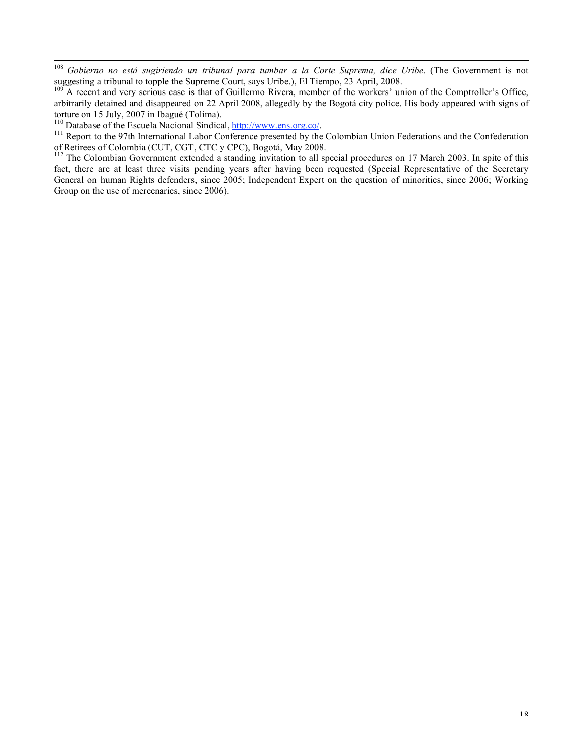[108] *Gobierno no está sugiriendo un tribunal para tumbar a la Corte Suprema, dice Uribe*. (The Government is not suggesting a tribunal to topple the Supreme Court, says Uribe.), El Tiempo, 23 April, 2008.

[109] A recent and very serious case is that of Guillermo Rivera, member of the workers' union of the Comptroller's Office, arbitrarily detained and disappeared on 22 April 2008, allegedly by the Bogotá city police. His body appeared with signs of torture on 15 July, 2007 in Ibagué (Tolima).

[110] Database of the Escuela Nacional Sindical, http://www.ens.org.co/.

[111] Report to the 97th International Labor Conference presented by the Colombian Union Federations and the Confederation of Retirees of Colombia (CUT, CGT, CTC y CPC), Bogotá, May 2008.

[112] The Colombian Government extended a standing invitation to all special procedures on 17 March 2003. In spite of this fact, there are at least three visits pending years after having been requested (Special Representative of the Secretary General on human Rights defenders, since 2005; Independent Expert on the question of minorities, since 2006; Working Group on the use of mercenaries, since 2006).